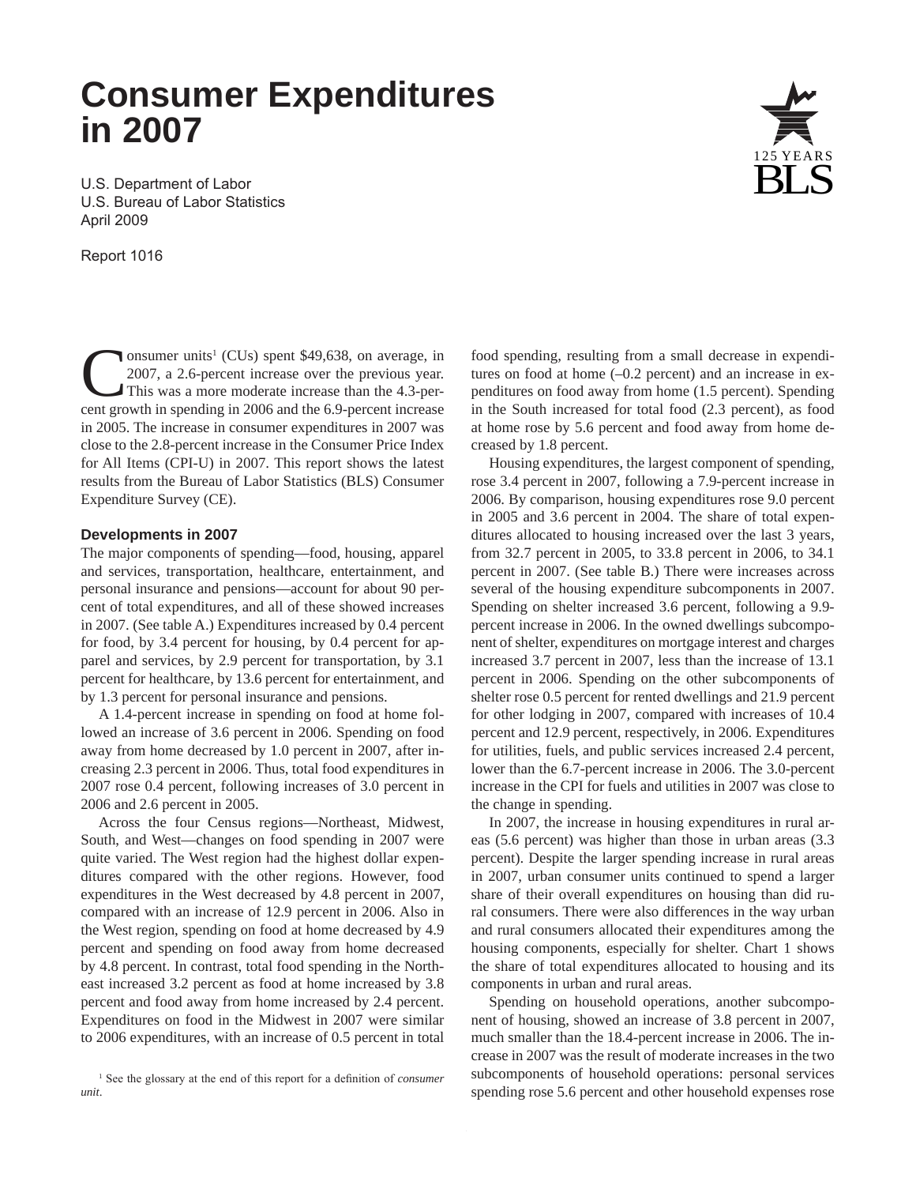# Consumer Expenditures in 2007

U.S. Department of Labor
U.S. Bureau of Labor Statistics
April 2009

Report 1016

Consumer units[1] (CUs) spent $49,638, on average, in 2007, a 2.6-percent increase over the previous year. This was a more moderate increase than the 4.3-percent growth in spending in 2006 and the 6.9-percent increase in 2005. The increase in consumer expenditures in 2007 was close to the 2.8-percent increase in the Consumer Price Index for All Items (CPI-U) in 2007. This report shows the latest results from the Bureau of Labor Statistics (BLS) Consumer Expenditure Survey (CE).

### Developments in 2007

The major components of spending—food, housing, apparel and services, transportation, healthcare, entertainment, and personal insurance and pensions—account for about 90 percent of total expenditures, and all of these showed increases in 2007. (See table A.) Expenditures increased by 0.4 percent for food, by 3.4 percent for housing, by 0.4 percent for apparel and services, by 2.9 percent for transportation, by 3.1 percent for healthcare, by 13.6 percent for entertainment, and by 1.3 percent for personal insurance and pensions.

A 1.4-percent increase in spending on food at home followed an increase of 3.6 percent in 2006. Spending on food away from home decreased by 1.0 percent in 2007, after increasing 2.3 percent in 2006. Thus, total food expenditures in 2007 rose 0.4 percent, following increases of 3.0 percent in 2006 and 2.6 percent in 2005.

Across the four Census regions—Northeast, Midwest, South, and West—changes on food spending in 2007 were quite varied. The West region had the highest dollar expenditures compared with the other regions. However, food expenditures in the West decreased by 4.8 percent in 2007, compared with an increase of 12.9 percent in 2006. Also in the West region, spending on food at home decreased by 4.9 percent and spending on food away from home decreased by 4.8 percent. In contrast, total food spending in the Northeast increased 3.2 percent as food at home increased by 3.8 percent and food away from home increased by 2.4 percent. Expenditures on food in the Midwest in 2007 were similar to 2006 expenditures, with an increase of 0.5 percent in total food spending, resulting from a small decrease in expenditures on food at home (–0.2 percent) and an increase in expenditures on food away from home (1.5 percent). Spending in the South increased for total food (2.3 percent), as food at home rose by 5.6 percent and food away from home decreased by 1.8 percent.

Housing expenditures, the largest component of spending, rose 3.4 percent in 2007, following a 7.9-percent increase in 2006. By comparison, housing expenditures rose 9.0 percent in 2005 and 3.6 percent in 2004. The share of total expenditures allocated to housing increased over the last 3 years, from 32.7 percent in 2005, to 33.8 percent in 2006, to 34.1 percent in 2007. (See table B.) There were increases across several of the housing expenditure subcomponents in 2007. Spending on shelter increased 3.6 percent, following a 9.9-percent increase in 2006. In the owned dwellings subcomponent of shelter, expenditures on mortgage interest and charges increased 3.7 percent in 2007, less than the increase of 13.1 percent in 2006. Spending on the other subcomponents of shelter rose 0.5 percent for rented dwellings and 21.9 percent for other lodging in 2007, compared with increases of 10.4 percent and 12.9 percent, respectively, in 2006. Expenditures for utilities, fuels, and public services increased 2.4 percent, lower than the 6.7-percent increase in 2006. The 3.0-percent increase in the CPI for fuels and utilities in 2007 was close to the change in spending.

In 2007, the increase in housing expenditures in rural areas (5.6 percent) was higher than those in urban areas (3.3 percent). Despite the larger spending increase in rural areas in 2007, urban consumer units continued to spend a larger share of their overall expenditures on housing than did rural consumers. There were also differences in the way urban and rural consumers allocated their expenditures among the housing components, especially for shelter. Chart 1 shows the share of total expenditures allocated to housing and its components in urban and rural areas.

Spending on household operations, another subcomponent of housing, showed an increase of 3.8 percent in 2007, much smaller than the 18.4-percent increase in 2006. The increase in 2007 was the result of moderate increases in the two subcomponents of household operations: personal services spending rose 5.6 percent and other household expenses rose

[1] See the glossary at the end of this report for a definition of *consumer unit*.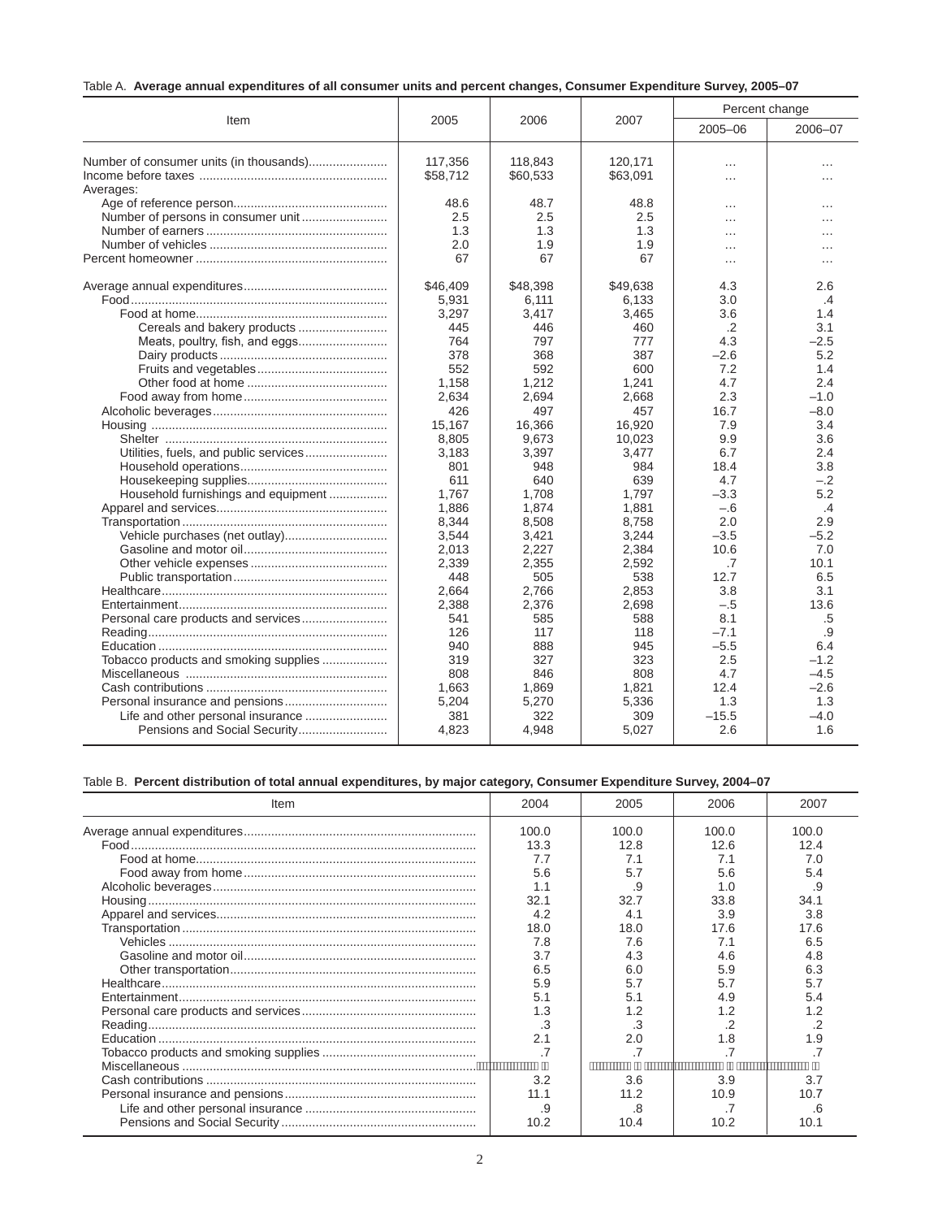Table A. **Average annual expenditures of all consumer units and percent changes, Consumer Expenditure Survey, 2005–07**

| Item | 2005 | 2006 | 2007 | Percent change 2005–06 | Percent change 2006–07 |
|---|---|---|---|---|---|
| Number of consumer units (in thousands) | 117,356 | 118,843 | 120,171 | … | … |
| Income before taxes | $58,712 | $60,533 | $63,091 | … | … |
| Averages: | | | | | |
| Age of reference person | 48.6 | 48.7 | 48.8 | … | … |
| Number of persons in consumer unit | 2.5 | 2.5 | 2.5 | … | … |
| Number of earners | 1.3 | 1.3 | 1.3 | … | … |
| Number of vehicles | 2.0 | 1.9 | 1.9 | … | … |
| Percent homeowner | 67 | 67 | 67 | … | … |
| Average annual expenditures | $46,409 | $48,398 | $49,638 | 4.3 | 2.6 |
| Food | 5,931 | 6,111 | 6,133 | 3.0 | .4 |
| Food at home | 3,297 | 3,417 | 3,465 | 3.6 | 1.4 |
| Cereals and bakery products | 445 | 446 | 460 | .2 | 3.1 |
| Meats, poultry, fish, and eggs | 764 | 797 | 777 | 4.3 | –2.5 |
| Dairy products | 378 | 368 | 387 | –2.6 | 5.2 |
| Fruits and vegetables | 552 | 592 | 600 | 7.2 | 1.4 |
| Other food at home | 1,158 | 1,212 | 1,241 | 4.7 | 2.4 |
| Food away from home | 2,634 | 2,694 | 2,668 | 2.3 | –1.0 |
| Alcoholic beverages | 426 | 497 | 457 | 16.7 | –8.0 |
| Housing | 15,167 | 16,366 | 16,920 | 7.9 | 3.4 |
| Shelter | 8,805 | 9,673 | 10,023 | 9.9 | 3.6 |
| Utilities, fuels, and public services | 3,183 | 3,397 | 3,477 | 6.7 | 2.4 |
| Household operations | 801 | 948 | 984 | 18.4 | 3.8 |
| Housekeeping supplies | 611 | 640 | 639 | 4.7 | –.2 |
| Household furnishings and equipment | 1,767 | 1,708 | 1,797 | –3.3 | 5.2 |
| Apparel and services | 1,886 | 1,874 | 1,881 | –.6 | .4 |
| Transportation | 8,344 | 8,508 | 8,758 | 2.0 | 2.9 |
| Vehicle purchases (net outlay) | 3,544 | 3,421 | 3,244 | –3.5 | –5.2 |
| Gasoline and motor oil | 2,013 | 2,227 | 2,384 | 10.6 | 7.0 |
| Other vehicle expenses | 2,339 | 2,355 | 2,592 | .7 | 10.1 |
| Public transportation | 448 | 505 | 538 | 12.7 | 6.5 |
| Healthcare | 2,664 | 2,766 | 2,853 | 3.8 | 3.1 |
| Entertainment | 2,388 | 2,376 | 2,698 | –.5 | 13.6 |
| Personal care products and services | 541 | 585 | 588 | 8.1 | .5 |
| Reading | 126 | 117 | 118 | –7.1 | .9 |
| Education | 940 | 888 | 945 | –5.5 | 6.4 |
| Tobacco products and smoking supplies | 319 | 327 | 323 | 2.5 | –1.2 |
| Miscellaneous | 808 | 846 | 808 | 4.7 | –4.5 |
| Cash contributions | 1,663 | 1,869 | 1,821 | 12.4 | –2.6 |
| Personal insurance and pensions | 5,204 | 5,270 | 5,336 | 1.3 | 1.3 |
| Life and other personal insurance | 381 | 322 | 309 | –15.5 | –4.0 |
| Pensions and Social Security | 4,823 | 4,948 | 5,027 | 2.6 | 1.6 |

Table B. **Percent distribution of total annual expenditures, by major category, Consumer Expenditure Survey, 2004–07**

| Item | 2004 | 2005 | 2006 | 2007 |
|---|---|---|---|---|
| Average annual expenditures | 100.0 | 100.0 | 100.0 | 100.0 |
| Food | 13.3 | 12.8 | 12.6 | 12.4 |
| Food at home | 7.7 | 7.1 | 7.1 | 7.0 |
| Food away from home | 5.6 | 5.7 | 5.6 | 5.4 |
| Alcoholic beverages | 1.1 | .9 | 1.0 | .9 |
| Housing | 32.1 | 32.7 | 33.8 | 34.1 |
| Apparel and services | 4.2 | 4.1 | 3.9 | 3.8 |
| Transportation | 18.0 | 18.0 | 17.6 | 17.6 |
| Vehicles | 7.8 | 7.6 | 7.1 | 6.5 |
| Gasoline and motor oil | 3.7 | 4.3 | 4.6 | 4.8 |
| Other transportation | 6.5 | 6.0 | 5.9 | 6.3 |
| Healthcare | 5.9 | 5.7 | 5.7 | 5.7 |
| Entertainment | 5.1 | 5.1 | 4.9 | 5.4 |
| Personal care products and services | 1.3 | 1.2 | 1.2 | 1.2 |
| Reading | .3 | .3 | .2 | .2 |
| Education | 2.1 | 2.0 | 1.8 | 1.9 |
| Tobacco products and smoking supplies | .7 | .7 | .7 | .7 |
| Miscellaneous | | | | |
| Cash contributions | 3.2 | 3.6 | 3.9 | 3.7 |
| Personal insurance and pensions | 11.1 | 11.2 | 10.9 | 10.7 |
| Life and other personal insurance | .9 | .8 | .7 | .6 |
| Pensions and Social Security | 10.2 | 10.4 | 10.2 | 10.1 |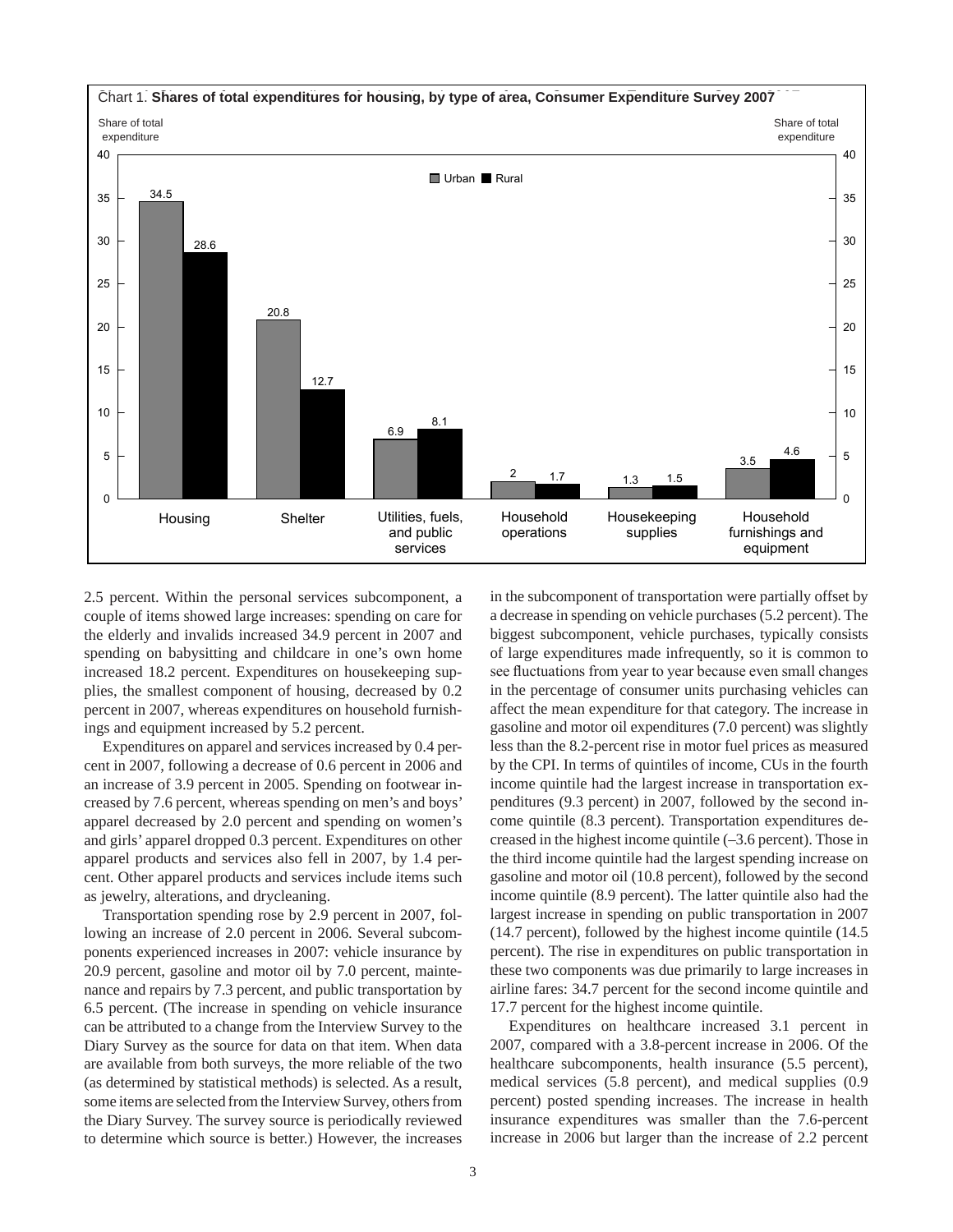Chart 1. **Shares of total expenditures for housing, by type of area, Consumer Expenditure Survey 2007**

| Category | Urban | Rural |
| --- | --- | --- |
| Housing | 34.5 | 28.6 |
| Shelter | 20.8 | 12.7 |
| Utilities, fuels, and public services | 6.9 | 8.1 |
| Household operations | 2 | 1.7 |
| Housekeeping supplies | 1.3 | 1.5 |
| Household furnishings and equipment | 3.5 | 4.6 |

2.5 percent. Within the personal services subcomponent, a couple of items showed large increases: spending on care for the elderly and invalids increased 34.9 percent in 2007 and spending on babysitting and childcare in one's own home increased 18.2 percent. Expenditures on housekeeping supplies, the smallest component of housing, decreased by 0.2 percent in 2007, whereas expenditures on household furnishings and equipment increased by 5.2 percent.

Expenditures on apparel and services increased by 0.4 percent in 2007, following a decrease of 0.6 percent in 2006 and an increase of 3.9 percent in 2005. Spending on footwear increased by 7.6 percent, whereas spending on men's and boys' apparel decreased by 2.0 percent and spending on women's and girls' apparel dropped 0.3 percent. Expenditures on other apparel products and services also fell in 2007, by 1.4 percent. Other apparel products and services include items such as jewelry, alterations, and drycleaning.

Transportation spending rose by 2.9 percent in 2007, following an increase of 2.0 percent in 2006. Several subcomponents experienced increases in 2007: vehicle insurance by 20.9 percent, gasoline and motor oil by 7.0 percent, maintenance and repairs by 7.3 percent, and public transportation by 6.5 percent. (The increase in spending on vehicle insurance can be attributed to a change from the Interview Survey to the Diary Survey as the source for data on that item. When data are available from both surveys, the more reliable of the two (as determined by statistical methods) is selected. As a result, some items are selected from the Interview Survey, others from the Diary Survey. The survey source is periodically reviewed to determine which source is better.) However, the increases in the subcomponent of transportation were partially offset by a decrease in spending on vehicle purchases (5.2 percent). The biggest subcomponent, vehicle purchases, typically consists of large expenditures made infrequently, so it is common to see fluctuations from year to year because even small changes in the percentage of consumer units purchasing vehicles can affect the mean expenditure for that category. The increase in gasoline and motor oil expenditures (7.0 percent) was slightly less than the 8.2-percent rise in motor fuel prices as measured by the CPI. In terms of quintiles of income, CUs in the fourth income quintile had the largest increase in transportation expenditures (9.3 percent) in 2007, followed by the second income quintile (8.3 percent). Transportation expenditures decreased in the highest income quintile (–3.6 percent). Those in the third income quintile had the largest spending increase on gasoline and motor oil (10.8 percent), followed by the second income quintile (8.9 percent). The latter quintile also had the largest increase in spending on public transportation in 2007 (14.7 percent), followed by the highest income quintile (14.5 percent). The rise in expenditures on public transportation in these two components was due primarily to large increases in airline fares: 34.7 percent for the second income quintile and 17.7 percent for the highest income quintile.

Expenditures on healthcare increased 3.1 percent in 2007, compared with a 3.8-percent increase in 2006. Of the healthcare subcomponents, health insurance (5.5 percent), medical services (5.8 percent), and medical supplies (0.9 percent) posted spending increases. The increase in health insurance expenditures was smaller than the 7.6-percent increase in 2006 but larger than the increase of 2.2 percent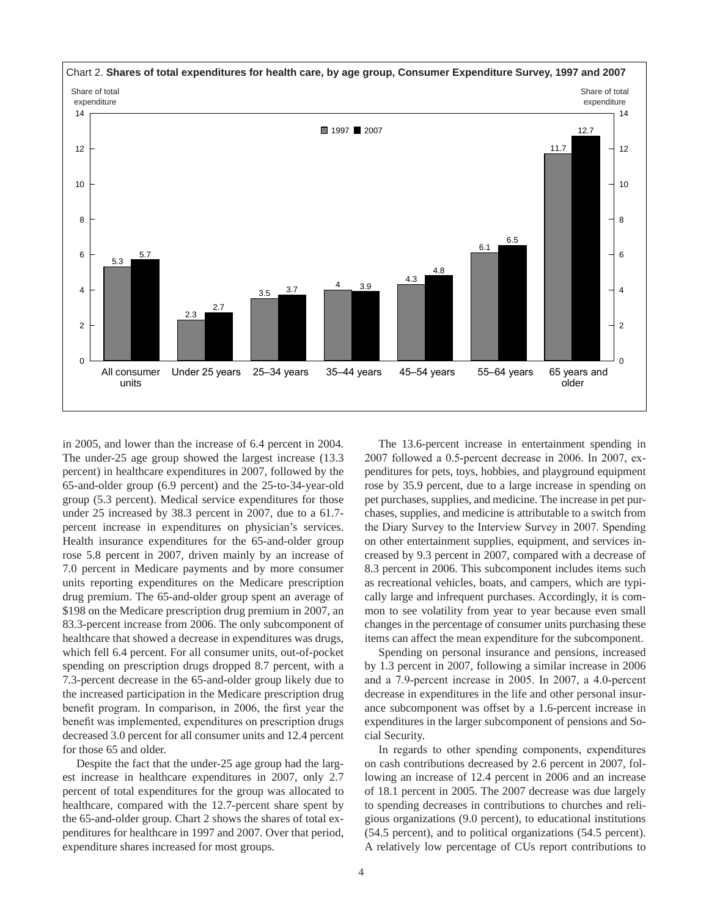Chart 2. **Shares of total expenditures for health care, by age group, Consumer Expenditure Survey, 1997 and 2007**

| Age group | 1997 | 2007 |
|---|---|---|
| All consumer units | 5.3 | 5.7 |
| Under 25 years | 2.3 | 2.7 |
| 25–34 years | 3.5 | 3.7 |
| 35–44 years | 4 | 3.9 |
| 45–54 years | 4.3 | 4.8 |
| 55–64 years | 6.1 | 6.5 |
| 65 years and older | 11.7 | 12.7 |

in 2005, and lower than the increase of 6.4 percent in 2004. The under-25 age group showed the largest increase (13.3 percent) in healthcare expenditures in 2007, followed by the 65-and-older group (6.9 percent) and the 25-to-34-year-old group (5.3 percent). Medical service expenditures for those under 25 increased by 38.3 percent in 2007, due to a 61.7-percent increase in expenditures on physician's services. Health insurance expenditures for the 65-and-older group rose 5.8 percent in 2007, driven mainly by an increase of 7.0 percent in Medicare payments and by more consumer units reporting expenditures on the Medicare prescription drug premium. The 65-and-older group spent an average of $198 on the Medicare prescription drug premium in 2007, an 83.3-percent increase from 2006. The only subcomponent of healthcare that showed a decrease in expenditures was drugs, which fell 6.4 percent. For all consumer units, out-of-pocket spending on prescription drugs dropped 8.7 percent, with a 7.3-percent decrease in the 65-and-older group likely due to the increased participation in the Medicare prescription drug benefit program. In comparison, in 2006, the first year the benefit was implemented, expenditures on prescription drugs decreased 3.0 percent for all consumer units and 12.4 percent for those 65 and older.

Despite the fact that the under-25 age group had the largest increase in healthcare expenditures in 2007, only 2.7 percent of total expenditures for the group was allocated to healthcare, compared with the 12.7-percent share spent by the 65-and-older group. Chart 2 shows the shares of total expenditures for healthcare in 1997 and 2007. Over that period, expenditure shares increased for most groups.

The 13.6-percent increase in entertainment spending in 2007 followed a 0.5-percent decrease in 2006. In 2007, expenditures for pets, toys, hobbies, and playground equipment rose by 35.9 percent, due to a large increase in spending on pet purchases, supplies, and medicine. The increase in pet purchases, supplies, and medicine is attributable to a switch from the Diary Survey to the Interview Survey in 2007. Spending on other entertainment supplies, equipment, and services increased by 9.3 percent in 2007, compared with a decrease of 8.3 percent in 2006. This subcomponent includes items such as recreational vehicles, boats, and campers, which are typically large and infrequent purchases. Accordingly, it is common to see volatility from year to year because even small changes in the percentage of consumer units purchasing these items can affect the mean expenditure for the subcomponent.

Spending on personal insurance and pensions, increased by 1.3 percent in 2007, following a similar increase in 2006 and a 7.9-percent increase in 2005. In 2007, a 4.0-percent decrease in expenditures in the life and other personal insurance subcomponent was offset by a 1.6-percent increase in expenditures in the larger subcomponent of pensions and Social Security.

In regards to other spending components, expenditures on cash contributions decreased by 2.6 percent in 2007, following an increase of 12.4 percent in 2006 and an increase of 18.1 percent in 2005. The 2007 decrease was due largely to spending decreases in contributions to churches and religious organizations (9.0 percent), to educational institutions (54.5 percent), and to political organizations (54.5 percent). A relatively low percentage of CUs report contributions to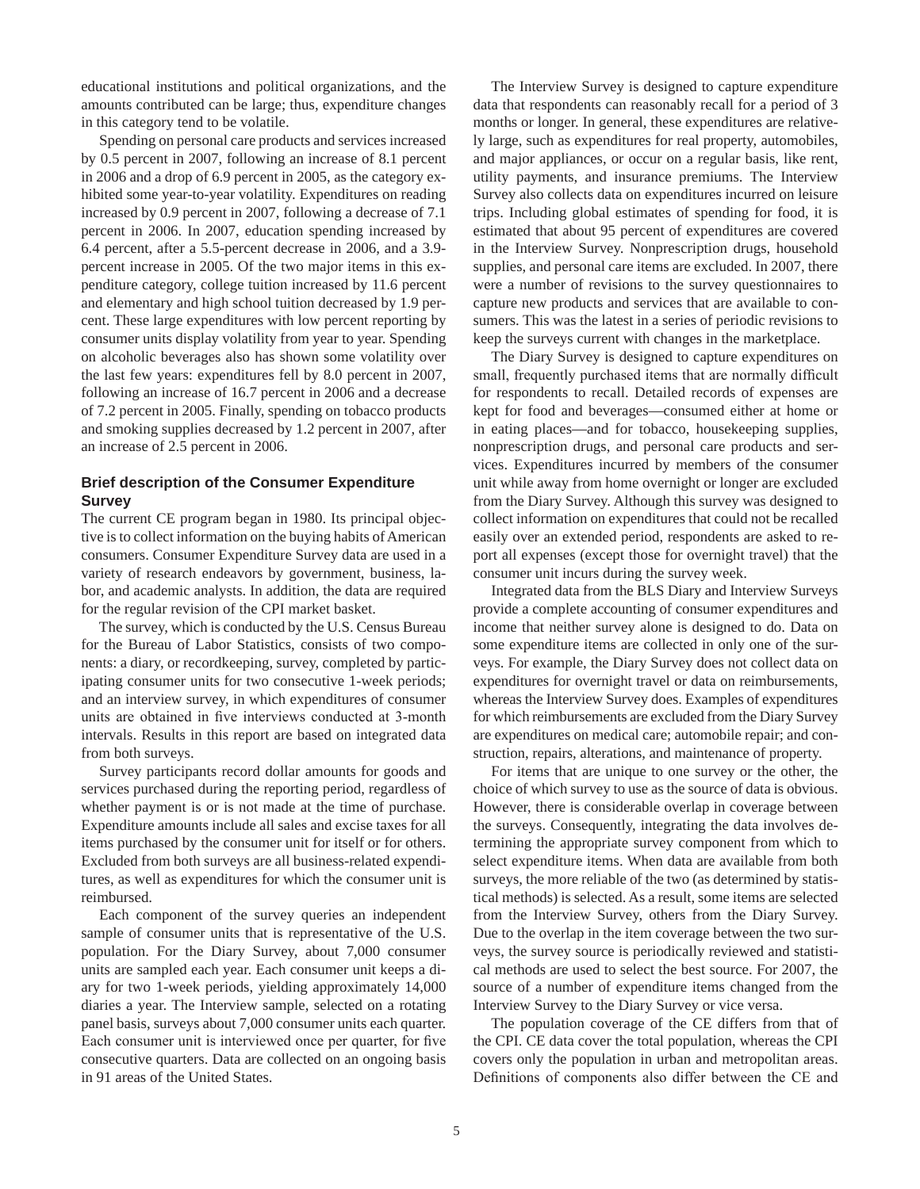educational institutions and political organizations, and the amounts contributed can be large; thus, expenditure changes in this category tend to be volatile.

Spending on personal care products and services increased by 0.5 percent in 2007, following an increase of 8.1 percent in 2006 and a drop of 6.9 percent in 2005, as the category exhibited some year-to-year volatility. Expenditures on reading increased by 0.9 percent in 2007, following a decrease of 7.1 percent in 2006. In 2007, education spending increased by 6.4 percent, after a 5.5-percent decrease in 2006, and a 3.9-percent increase in 2005. Of the two major items in this expenditure category, college tuition increased by 11.6 percent and elementary and high school tuition decreased by 1.9 percent. These large expenditures with low percent reporting by consumer units display volatility from year to year. Spending on alcoholic beverages also has shown some volatility over the last few years: expenditures fell by 8.0 percent in 2007, following an increase of 16.7 percent in 2006 and a decrease of 7.2 percent in 2005. Finally, spending on tobacco products and smoking supplies decreased by 1.2 percent in 2007, after an increase of 2.5 percent in 2006.

## Brief description of the Consumer Expenditure Survey

The current CE program began in 1980. Its principal objective is to collect information on the buying habits of American consumers. Consumer Expenditure Survey data are used in a variety of research endeavors by government, business, labor, and academic analysts. In addition, the data are required for the regular revision of the CPI market basket.

The survey, which is conducted by the U.S. Census Bureau for the Bureau of Labor Statistics, consists of two components: a diary, or recordkeeping, survey, completed by participating consumer units for two consecutive 1-week periods; and an interview survey, in which expenditures of consumer units are obtained in five interviews conducted at 3-month intervals. Results in this report are based on integrated data from both surveys.

Survey participants record dollar amounts for goods and services purchased during the reporting period, regardless of whether payment is or is not made at the time of purchase. Expenditure amounts include all sales and excise taxes for all items purchased by the consumer unit for itself or for others. Excluded from both surveys are all business-related expenditures, as well as expenditures for which the consumer unit is reimbursed.

Each component of the survey queries an independent sample of consumer units that is representative of the U.S. population. For the Diary Survey, about 7,000 consumer units are sampled each year. Each consumer unit keeps a diary for two 1-week periods, yielding approximately 14,000 diaries a year. The Interview sample, selected on a rotating panel basis, surveys about 7,000 consumer units each quarter. Each consumer unit is interviewed once per quarter, for five consecutive quarters. Data are collected on an ongoing basis in 91 areas of the United States.

The Interview Survey is designed to capture expenditure data that respondents can reasonably recall for a period of 3 months or longer. In general, these expenditures are relatively large, such as expenditures for real property, automobiles, and major appliances, or occur on a regular basis, like rent, utility payments, and insurance premiums. The Interview Survey also collects data on expenditures incurred on leisure trips. Including global estimates of spending for food, it is estimated that about 95 percent of expenditures are covered in the Interview Survey. Nonprescription drugs, household supplies, and personal care items are excluded. In 2007, there were a number of revisions to the survey questionnaires to capture new products and services that are available to consumers. This was the latest in a series of periodic revisions to keep the surveys current with changes in the marketplace.

The Diary Survey is designed to capture expenditures on small, frequently purchased items that are normally difficult for respondents to recall. Detailed records of expenses are kept for food and beverages—consumed either at home or in eating places—and for tobacco, housekeeping supplies, nonprescription drugs, and personal care products and services. Expenditures incurred by members of the consumer unit while away from home overnight or longer are excluded from the Diary Survey. Although this survey was designed to collect information on expenditures that could not be recalled easily over an extended period, respondents are asked to report all expenses (except those for overnight travel) that the consumer unit incurs during the survey week.

Integrated data from the BLS Diary and Interview Surveys provide a complete accounting of consumer expenditures and income that neither survey alone is designed to do. Data on some expenditure items are collected in only one of the surveys. For example, the Diary Survey does not collect data on expenditures for overnight travel or data on reimbursements, whereas the Interview Survey does. Examples of expenditures for which reimbursements are excluded from the Diary Survey are expenditures on medical care; automobile repair; and construction, repairs, alterations, and maintenance of property.

For items that are unique to one survey or the other, the choice of which survey to use as the source of data is obvious. However, there is considerable overlap in coverage between the surveys. Consequently, integrating the data involves determining the appropriate survey component from which to select expenditure items. When data are available from both surveys, the more reliable of the two (as determined by statistical methods) is selected. As a result, some items are selected from the Interview Survey, others from the Diary Survey. Due to the overlap in the item coverage between the two surveys, the survey source is periodically reviewed and statistical methods are used to select the best source. For 2007, the source of a number of expenditure items changed from the Interview Survey to the Diary Survey or vice versa.

The population coverage of the CE differs from that of the CPI. CE data cover the total population, whereas the CPI covers only the population in urban and metropolitan areas. Definitions of components also differ between the CE and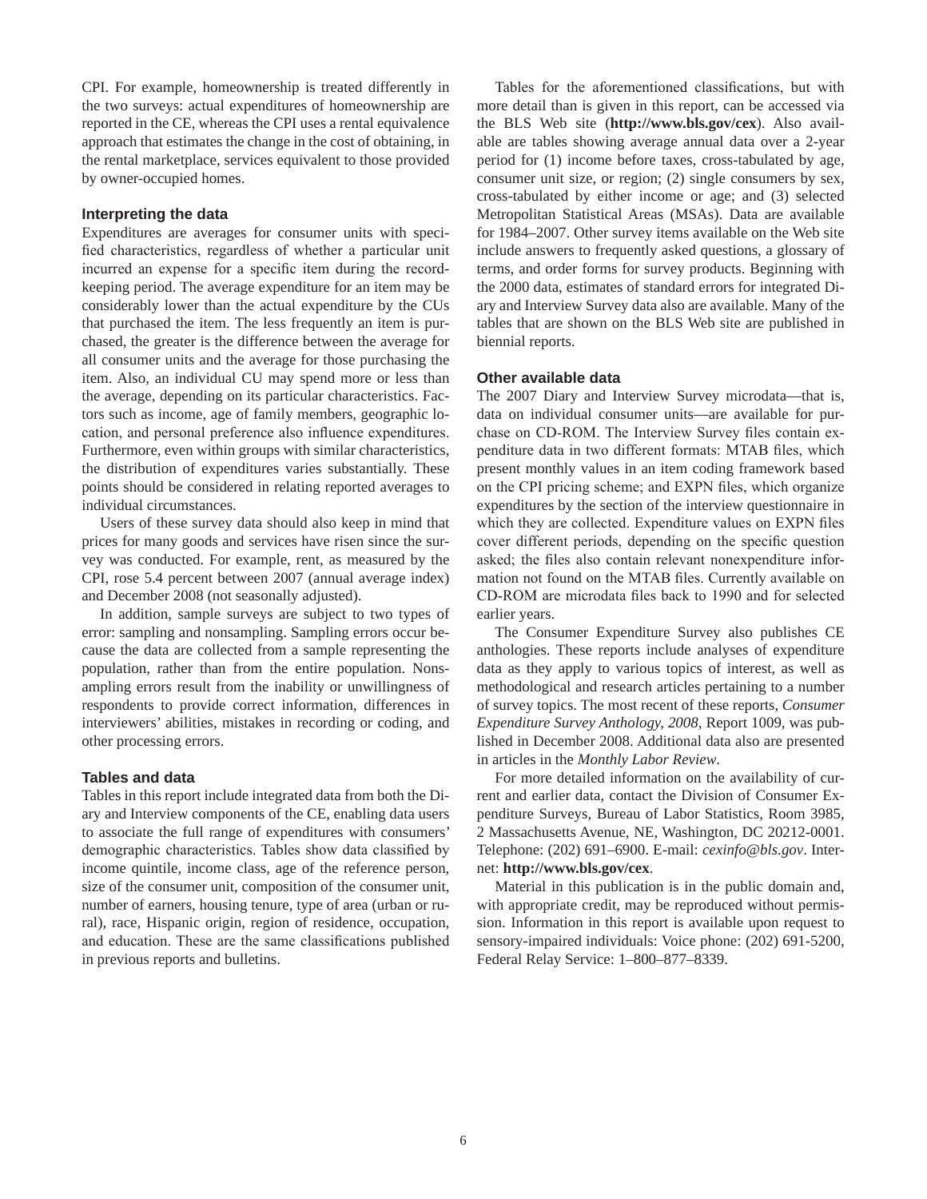CPI. For example, homeownership is treated differently in the two surveys: actual expenditures of homeownership are reported in the CE, whereas the CPI uses a rental equivalence approach that estimates the change in the cost of obtaining, in the rental marketplace, services equivalent to those provided by owner-occupied homes.

### Interpreting the data

Expenditures are averages for consumer units with specified characteristics, regardless of whether a particular unit incurred an expense for a specific item during the recordkeeping period. The average expenditure for an item may be considerably lower than the actual expenditure by the CUs that purchased the item. The less frequently an item is purchased, the greater is the difference between the average for all consumer units and the average for those purchasing the item. Also, an individual CU may spend more or less than the average, depending on its particular characteristics. Factors such as income, age of family members, geographic location, and personal preference also influence expenditures. Furthermore, even within groups with similar characteristics, the distribution of expenditures varies substantially. These points should be considered in relating reported averages to individual circumstances.

Users of these survey data should also keep in mind that prices for many goods and services have risen since the survey was conducted. For example, rent, as measured by the CPI, rose 5.4 percent between 2007 (annual average index) and December 2008 (not seasonally adjusted).

In addition, sample surveys are subject to two types of error: sampling and nonsampling. Sampling errors occur because the data are collected from a sample representing the population, rather than from the entire population. Nonsampling errors result from the inability or unwillingness of respondents to provide correct information, differences in interviewers' abilities, mistakes in recording or coding, and other processing errors.

### Tables and data

Tables in this report include integrated data from both the Diary and Interview components of the CE, enabling data users to associate the full range of expenditures with consumers' demographic characteristics. Tables show data classified by income quintile, income class, age of the reference person, size of the consumer unit, composition of the consumer unit, number of earners, housing tenure, type of area (urban or rural), race, Hispanic origin, region of residence, occupation, and education. These are the same classifications published in previous reports and bulletins.

Tables for the aforementioned classifications, but with more detail than is given in this report, can be accessed via the BLS Web site (**http://www.bls.gov/cex**). Also available are tables showing average annual data over a 2-year period for (1) income before taxes, cross-tabulated by age, consumer unit size, or region; (2) single consumers by sex, cross-tabulated by either income or age; and (3) selected Metropolitan Statistical Areas (MSAs). Data are available for 1984–2007. Other survey items available on the Web site include answers to frequently asked questions, a glossary of terms, and order forms for survey products. Beginning with the 2000 data, estimates of standard errors for integrated Diary and Interview Survey data also are available. Many of the tables that are shown on the BLS Web site are published in biennial reports.

### Other available data

The 2007 Diary and Interview Survey microdata—that is, data on individual consumer units—are available for purchase on CD-ROM. The Interview Survey files contain expenditure data in two different formats: MTAB files, which present monthly values in an item coding framework based on the CPI pricing scheme; and EXPN files, which organize expenditures by the section of the interview questionnaire in which they are collected. Expenditure values on EXPN files cover different periods, depending on the specific question asked; the files also contain relevant nonexpenditure information not found on the MTAB files. Currently available on CD-ROM are microdata files back to 1990 and for selected earlier years.

The Consumer Expenditure Survey also publishes CE anthologies. These reports include analyses of expenditure data as they apply to various topics of interest, as well as methodological and research articles pertaining to a number of survey topics. The most recent of these reports, *Consumer Expenditure Survey Anthology, 2008*, Report 1009, was published in December 2008. Additional data also are presented in articles in the *Monthly Labor Review*.

For more detailed information on the availability of current and earlier data, contact the Division of Consumer Expenditure Surveys, Bureau of Labor Statistics, Room 3985, 2 Massachusetts Avenue, NE, Washington, DC 20212-0001. Telephone: (202) 691–6900. E-mail: *cexinfo@bls.gov*. Internet: **http://www.bls.gov/cex**.

Material in this publication is in the public domain and, with appropriate credit, may be reproduced without permission. Information in this report is available upon request to sensory-impaired individuals: Voice phone: (202) 691-5200, Federal Relay Service: 1–800–877–8339.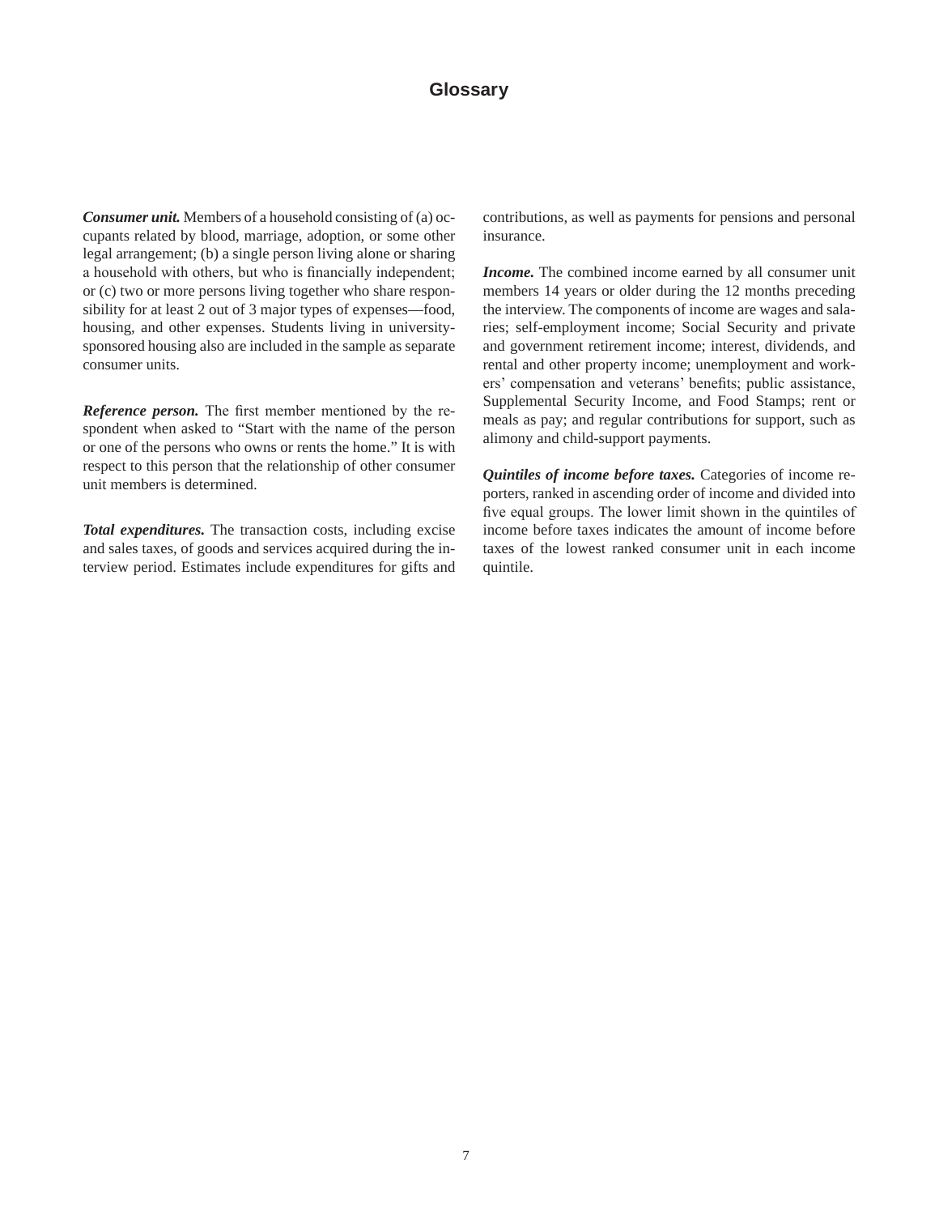## Glossary

***Consumer unit.*** Members of a household consisting of (a) occupants related by blood, marriage, adoption, or some other legal arrangement; (b) a single person living alone or sharing a household with others, but who is financially independent; or (c) two or more persons living together who share responsibility for at least 2 out of 3 major types of expenses—food, housing, and other expenses. Students living in university-sponsored housing also are included in the sample as separate consumer units.

***Reference person.*** The first member mentioned by the respondent when asked to "Start with the name of the person or one of the persons who owns or rents the home." It is with respect to this person that the relationship of other consumer unit members is determined.

***Total expenditures.*** The transaction costs, including excise and sales taxes, of goods and services acquired during the interview period. Estimates include expenditures for gifts and contributions, as well as payments for pensions and personal insurance.

***Income.*** The combined income earned by all consumer unit members 14 years or older during the 12 months preceding the interview. The components of income are wages and salaries; self-employment income; Social Security and private and government retirement income; interest, dividends, and rental and other property income; unemployment and workers' compensation and veterans' benefits; public assistance, Supplemental Security Income, and Food Stamps; rent or meals as pay; and regular contributions for support, such as alimony and child-support payments.

***Quintiles of income before taxes.*** Categories of income reporters, ranked in ascending order of income and divided into five equal groups. The lower limit shown in the quintiles of income before taxes indicates the amount of income before taxes of the lowest ranked consumer unit in each income quintile.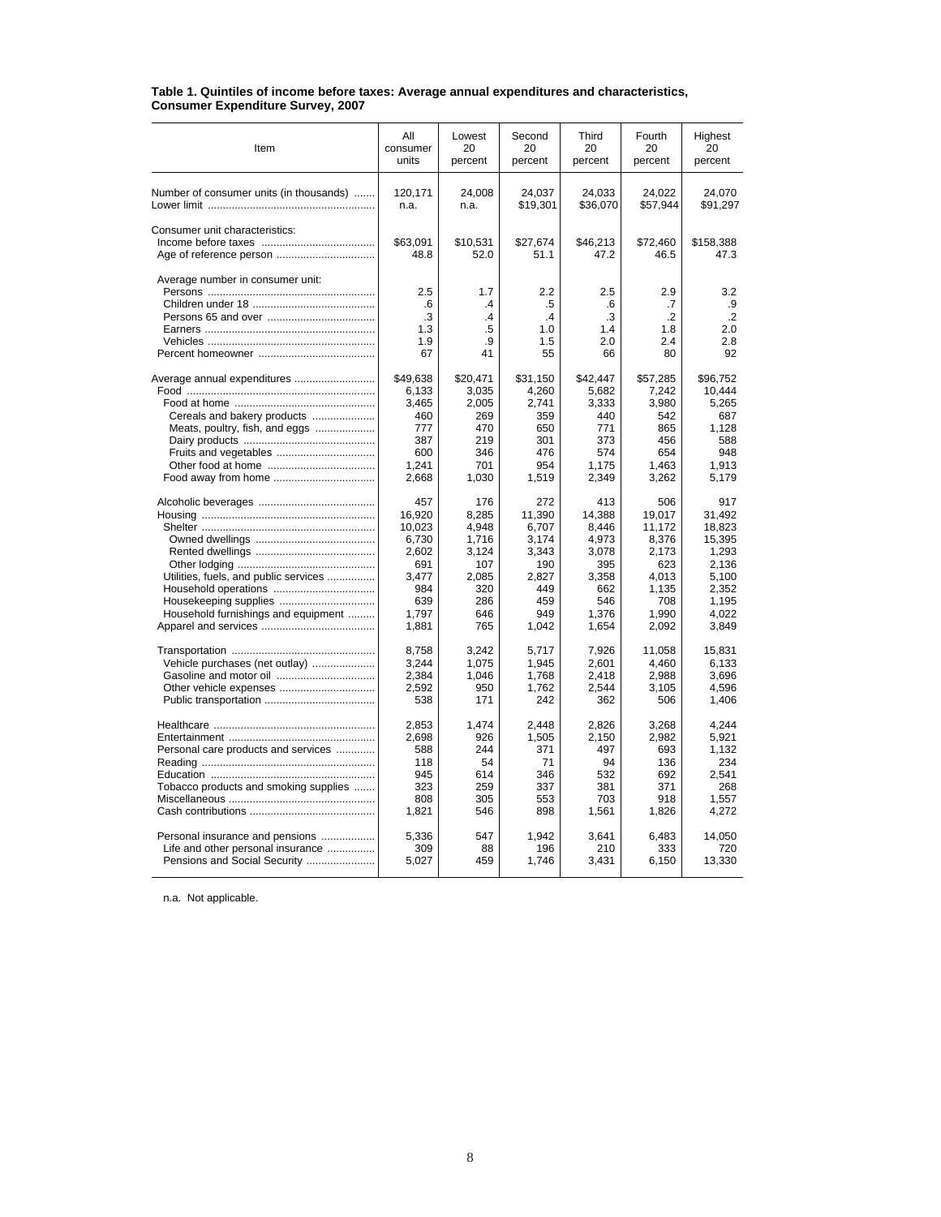**Table 1. Quintiles of income before taxes: Average annual expenditures and characteristics, Consumer Expenditure Survey, 2007**

| Item | All consumer units | Lowest 20 percent | Second 20 percent | Third 20 percent | Fourth 20 percent | Highest 20 percent |
|---|---|---|---|---|---|---|
| Number of consumer units (in thousands) | 120,171 | 24,008 | 24,037 | 24,033 | 24,022 | 24,070 |
| Lower limit | n.a. | n.a. | $19,301 | $36,070 | $57,944 | $91,297 |
| Consumer unit characteristics: | | | | | | |
| Income before taxes | $63,091 | $10,531 | $27,674 | $46,213 | $72,460 | $158,388 |
| Age of reference person | 48.8 | 52.0 | 51.1 | 47.2 | 46.5 | 47.3 |
| Average number in consumer unit: | | | | | | |
| Persons | 2.5 | 1.7 | 2.2 | 2.5 | 2.9 | 3.2 |
| Children under 18 | .6 | .4 | .5 | .6 | .7 | .9 |
| Persons 65 and over | .3 | .4 | .4 | .3 | .2 | .2 |
| Earners | 1.3 | .5 | 1.0 | 1.4 | 1.8 | 2.0 |
| Vehicles | 1.9 | .9 | 1.5 | 2.0 | 2.4 | 2.8 |
| Percent homeowner | 67 | 41 | 55 | 66 | 80 | 92 |
| Average annual expenditures | $49,638 | $20,471 | $31,150 | $42,447 | $57,285 | $96,752 |
| Food | 6,133 | 3,035 | 4,260 | 5,682 | 7,242 | 10,444 |
| Food at home | 3,465 | 2,005 | 2,741 | 3,333 | 3,980 | 5,265 |
| Cereals and bakery products | 460 | 269 | 359 | 440 | 542 | 687 |
| Meats, poultry, fish, and eggs | 777 | 470 | 650 | 771 | 865 | 1,128 |
| Dairy products | 387 | 219 | 301 | 373 | 456 | 588 |
| Fruits and vegetables | 600 | 346 | 476 | 574 | 654 | 948 |
| Other food at home | 1,241 | 701 | 954 | 1,175 | 1,463 | 1,913 |
| Food away from home | 2,668 | 1,030 | 1,519 | 2,349 | 3,262 | 5,179 |
| Alcoholic beverages | 457 | 176 | 272 | 413 | 506 | 917 |
| Housing | 16,920 | 8,285 | 11,390 | 14,388 | 19,017 | 31,492 |
| Shelter | 10,023 | 4,948 | 6,707 | 8,446 | 11,172 | 18,823 |
| Owned dwellings | 6,730 | 1,716 | 3,174 | 4,973 | 8,376 | 15,395 |
| Rented dwellings | 2,602 | 3,124 | 3,343 | 3,078 | 2,173 | 1,293 |
| Other lodging | 691 | 107 | 190 | 395 | 623 | 2,136 |
| Utilities, fuels, and public services | 3,477 | 2,085 | 2,827 | 3,358 | 4,013 | 5,100 |
| Household operations | 984 | 320 | 449 | 662 | 1,135 | 2,352 |
| Housekeeping supplies | 639 | 286 | 459 | 546 | 708 | 1,195 |
| Household furnishings and equipment | 1,797 | 646 | 949 | 1,376 | 1,990 | 4,022 |
| Apparel and services | 1,881 | 765 | 1,042 | 1,654 | 2,092 | 3,849 |
| Transportation | 8,758 | 3,242 | 5,717 | 7,926 | 11,058 | 15,831 |
| Vehicle purchases (net outlay) | 3,244 | 1,075 | 1,945 | 2,601 | 4,460 | 6,133 |
| Gasoline and motor oil | 2,384 | 1,046 | 1,768 | 2,418 | 2,988 | 3,696 |
| Other vehicle expenses | 2,592 | 950 | 1,762 | 2,544 | 3,105 | 4,596 |
| Public transportation | 538 | 171 | 242 | 362 | 506 | 1,406 |
| Healthcare | 2,853 | 1,474 | 2,448 | 2,826 | 3,268 | 4,244 |
| Entertainment | 2,698 | 926 | 1,505 | 2,150 | 2,982 | 5,921 |
| Personal care products and services | 588 | 244 | 371 | 497 | 693 | 1,132 |
| Reading | 118 | 54 | 71 | 94 | 136 | 234 |
| Education | 945 | 614 | 346 | 532 | 692 | 2,541 |
| Tobacco products and smoking supplies | 323 | 259 | 337 | 381 | 371 | 268 |
| Miscellaneous | 808 | 305 | 553 | 703 | 918 | 1,557 |
| Cash contributions | 1,821 | 546 | 898 | 1,561 | 1,826 | 4,272 |
| Personal insurance and pensions | 5,336 | 547 | 1,942 | 3,641 | 6,483 | 14,050 |
| Life and other personal insurance | 309 | 88 | 196 | 210 | 333 | 720 |
| Pensions and Social Security | 5,027 | 459 | 1,746 | 3,431 | 6,150 | 13,330 |

n.a. Not applicable.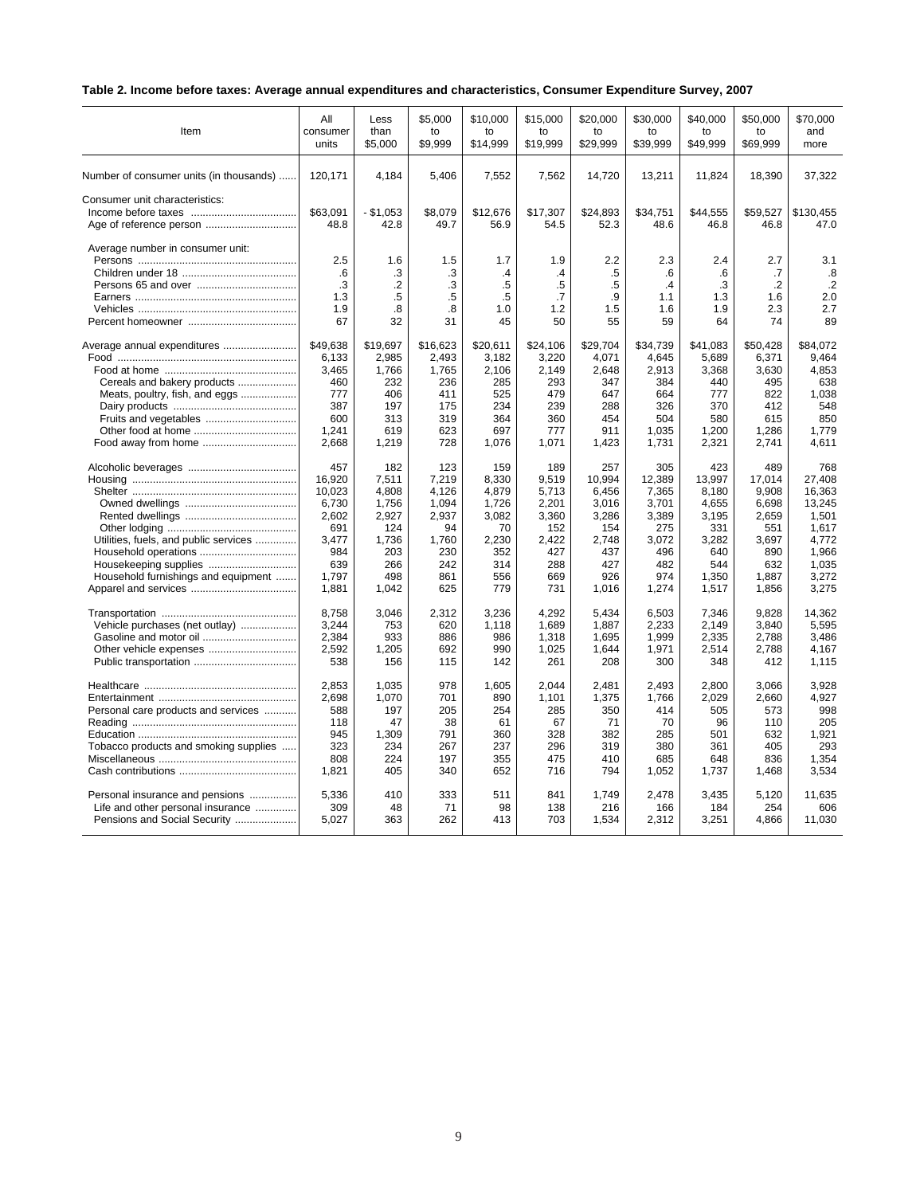**Table 2. Income before taxes: Average annual expenditures and characteristics, Consumer Expenditure Survey, 2007**

| Item | All consumer units | Less than $5,000 | $5,000 to $9,999 | $10,000 to $14,999 | $15,000 to $19,999 | $20,000 to $29,999 | $30,000 to $39,999 | $40,000 to $49,999 | $50,000 to $69,999 | $70,000 and more |
|---|---|---|---|---|---|---|---|---|---|---|
| Number of consumer units (in thousands) | 120,171 | 4,184 | 5,406 | 7,552 | 7,562 | 14,720 | 13,211 | 11,824 | 18,390 | 37,322 |
| Consumer unit characteristics: | | | | | | | | | | |
| Income before taxes | $63,091 | - $1,053 | $8,079 | $12,676 | $17,307 | $24,893 | $34,751 | $44,555 | $59,527 | $130,455 |
| Age of reference person | 48.8 | 42.8 | 49.7 | 56.9 | 54.5 | 52.3 | 48.6 | 46.8 | 46.8 | 47.0 |
| Average number in consumer unit: | | | | | | | | | | |
| Persons | 2.5 | 1.6 | 1.5 | 1.7 | 1.9 | 2.2 | 2.3 | 2.4 | 2.7 | 3.1 |
| Children under 18 | .6 | .3 | .3 | .4 | .4 | .5 | .6 | .6 | .7 | .8 |
| Persons 65 and over | .3 | .2 | .3 | .5 | .5 | .5 | .4 | .3 | .2 | .2 |
| Earners | 1.3 | .5 | .5 | .5 | .7 | .9 | 1.1 | 1.3 | 1.6 | 2.0 |
| Vehicles | 1.9 | .8 | .8 | 1.0 | 1.2 | 1.5 | 1.6 | 1.9 | 2.3 | 2.7 |
| Percent homeowner | 67 | 32 | 31 | 45 | 50 | 55 | 59 | 64 | 74 | 89 |
| Average annual expenditures | $49,638 | $19,697 | $16,623 | $20,611 | $24,106 | $29,704 | $34,739 | $41,083 | $50,428 | $84,072 |
| Food | 6,133 | 2,985 | 2,493 | 3,182 | 3,220 | 4,071 | 4,645 | 5,689 | 6,371 | 9,464 |
| Food at home | 3,465 | 1,766 | 1,765 | 2,106 | 2,149 | 2,648 | 2,913 | 3,368 | 3,630 | 4,853 |
| Cereals and bakery products | 460 | 232 | 236 | 285 | 293 | 347 | 384 | 440 | 495 | 638 |
| Meats, poultry, fish, and eggs | 777 | 406 | 411 | 525 | 479 | 647 | 664 | 777 | 822 | 1,038 |
| Dairy products | 387 | 197 | 175 | 234 | 239 | 288 | 326 | 370 | 412 | 548 |
| Fruits and vegetables | 600 | 313 | 319 | 364 | 360 | 454 | 504 | 580 | 615 | 850 |
| Other food at home | 1,241 | 619 | 623 | 697 | 777 | 911 | 1,035 | 1,200 | 1,286 | 1,779 |
| Food away from home | 2,668 | 1,219 | 728 | 1,076 | 1,071 | 1,423 | 1,731 | 2,321 | 2,741 | 4,611 |
| Alcoholic beverages | 457 | 182 | 123 | 159 | 189 | 257 | 305 | 423 | 489 | 768 |
| Housing | 16,920 | 7,511 | 7,219 | 8,330 | 9,519 | 10,994 | 12,389 | 13,997 | 17,014 | 27,408 |
| Shelter | 10,023 | 4,808 | 4,126 | 4,879 | 5,713 | 6,456 | 7,365 | 8,180 | 9,908 | 16,363 |
| Owned dwellings | 6,730 | 1,756 | 1,094 | 1,726 | 2,201 | 3,016 | 3,701 | 4,655 | 6,698 | 13,245 |
| Rented dwellings | 2,602 | 2,927 | 2,937 | 3,082 | 3,360 | 3,286 | 3,389 | 3,195 | 2,659 | 1,501 |
| Other lodging | 691 | 124 | 94 | 70 | 152 | 154 | 275 | 331 | 551 | 1,617 |
| Utilities, fuels, and public services | 3,477 | 1,736 | 1,760 | 2,230 | 2,422 | 2,748 | 3,072 | 3,282 | 3,697 | 4,772 |
| Household operations | 984 | 203 | 230 | 352 | 427 | 437 | 496 | 640 | 890 | 1,966 |
| Housekeeping supplies | 639 | 266 | 242 | 314 | 288 | 427 | 482 | 544 | 632 | 1,035 |
| Household furnishings and equipment | 1,797 | 498 | 861 | 556 | 669 | 926 | 974 | 1,350 | 1,887 | 3,272 |
| Apparel and services | 1,881 | 1,042 | 625 | 779 | 731 | 1,016 | 1,274 | 1,517 | 1,856 | 3,275 |
| Transportation | 8,758 | 3,046 | 2,312 | 3,236 | 4,292 | 5,434 | 6,503 | 7,346 | 9,828 | 14,362 |
| Vehicle purchases (net outlay) | 3,244 | 753 | 620 | 1,118 | 1,689 | 1,887 | 2,233 | 2,149 | 3,840 | 5,595 |
| Gasoline and motor oil | 2,384 | 933 | 886 | 986 | 1,318 | 1,695 | 1,999 | 2,335 | 2,788 | 3,486 |
| Other vehicle expenses | 2,592 | 1,205 | 692 | 990 | 1,025 | 1,644 | 1,971 | 2,514 | 2,788 | 4,167 |
| Public transportation | 538 | 156 | 115 | 142 | 261 | 208 | 300 | 348 | 412 | 1,115 |
| Healthcare | 2,853 | 1,035 | 978 | 1,605 | 2,044 | 2,481 | 2,493 | 2,800 | 3,066 | 3,928 |
| Entertainment | 2,698 | 1,070 | 701 | 890 | 1,101 | 1,375 | 1,766 | 2,029 | 2,660 | 4,927 |
| Personal care products and services | 588 | 197 | 205 | 254 | 285 | 350 | 414 | 505 | 573 | 998 |
| Reading | 118 | 47 | 38 | 61 | 67 | 71 | 70 | 96 | 110 | 205 |
| Education | 945 | 1,309 | 791 | 360 | 328 | 382 | 285 | 501 | 632 | 1,921 |
| Tobacco products and smoking supplies | 323 | 234 | 267 | 237 | 296 | 319 | 380 | 361 | 405 | 293 |
| Miscellaneous | 808 | 224 | 197 | 355 | 475 | 410 | 685 | 648 | 836 | 1,354 |
| Cash contributions | 1,821 | 405 | 340 | 652 | 716 | 794 | 1,052 | 1,737 | 1,468 | 3,534 |
| Personal insurance and pensions | 5,336 | 410 | 333 | 511 | 841 | 1,749 | 2,478 | 3,435 | 5,120 | 11,635 |
| Life and other personal insurance | 309 | 48 | 71 | 98 | 138 | 216 | 166 | 184 | 254 | 606 |
| Pensions and Social Security | 5,027 | 363 | 262 | 413 | 703 | 1,534 | 2,312 | 3,251 | 4,866 | 11,030 |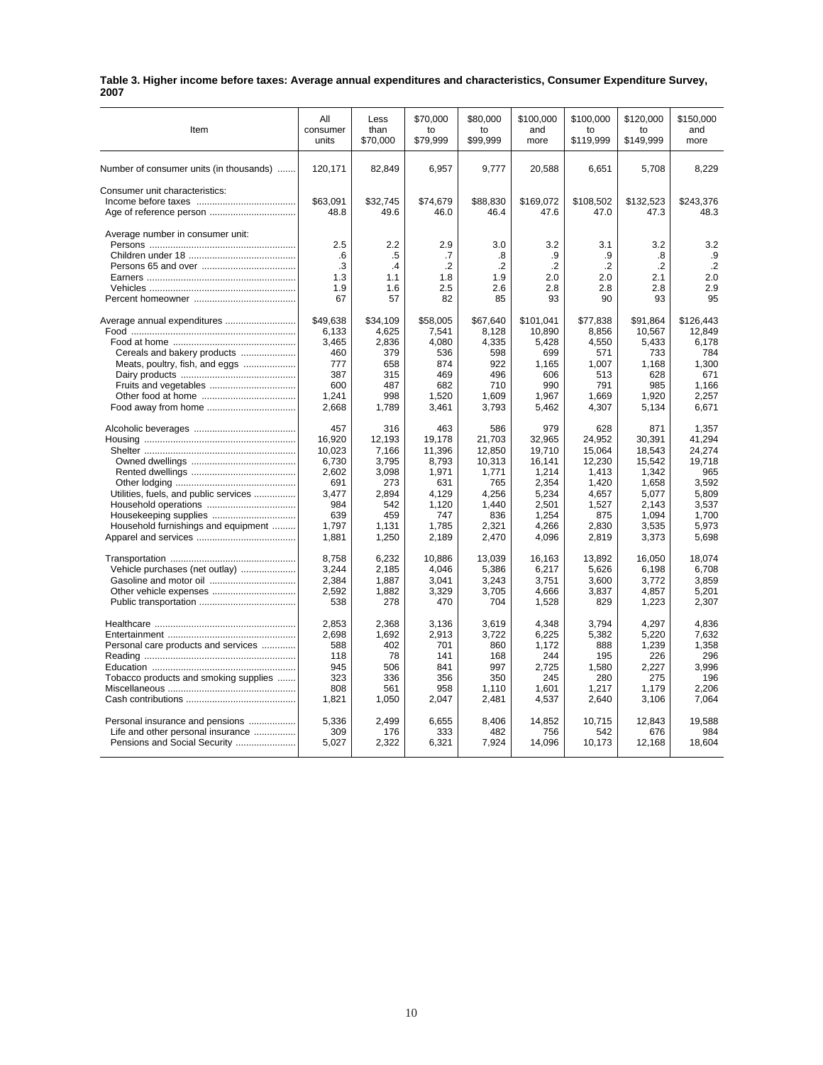**Table 3. Higher income before taxes: Average annual expenditures and characteristics, Consumer Expenditure Survey, 2007**

| Item | All consumer units | Less than $70,000 | $70,000 to $79,999 | $80,000 to $99,999 | $100,000 and more | $100,000 to $119,999 | $120,000 to $149,999 | $150,000 and more |
|---|---|---|---|---|---|---|---|---|
| Number of consumer units (in thousands) | 120,171 | 82,849 | 6,957 | 9,777 | 20,588 | 6,651 | 5,708 | 8,229 |
| Consumer unit characteristics: | | | | | | | | |
| Income before taxes | $63,091 | $32,745 | $74,679 | $88,830 | $169,072 | $108,502 | $132,523 | $243,376 |
| Age of reference person | 48.8 | 49.6 | 46.0 | 46.4 | 47.6 | 47.0 | 47.3 | 48.3 |
| Average number in consumer unit: | | | | | | | | |
| Persons | 2.5 | 2.2 | 2.9 | 3.0 | 3.2 | 3.1 | 3.2 | 3.2 |
| Children under 18 | .6 | .5 | .7 | .8 | .9 | .9 | .8 | .9 |
| Persons 65 and over | .3 | .4 | .2 | .2 | .2 | .2 | .2 | .2 |
| Earners | 1.3 | 1.1 | 1.8 | 1.9 | 2.0 | 2.0 | 2.1 | 2.0 |
| Vehicles | 1.9 | 1.6 | 2.5 | 2.6 | 2.8 | 2.8 | 2.8 | 2.9 |
| Percent homeowner | 67 | 57 | 82 | 85 | 93 | 90 | 93 | 95 |
| Average annual expenditures | $49,638 | $34,109 | $58,005 | $67,640 | $101,041 | $77,838 | $91,864 | $126,443 |
| Food | 6,133 | 4,625 | 7,541 | 8,128 | 10,890 | 8,856 | 10,567 | 12,849 |
| Food at home | 3,465 | 2,836 | 4,080 | 4,335 | 5,428 | 4,550 | 5,433 | 6,178 |
| Cereals and bakery products | 460 | 379 | 536 | 598 | 699 | 571 | 733 | 784 |
| Meats, poultry, fish, and eggs | 777 | 658 | 874 | 922 | 1,165 | 1,007 | 1,168 | 1,300 |
| Dairy products | 387 | 315 | 469 | 496 | 606 | 513 | 628 | 671 |
| Fruits and vegetables | 600 | 487 | 682 | 710 | 990 | 791 | 985 | 1,166 |
| Other food at home | 1,241 | 998 | 1,520 | 1,609 | 1,967 | 1,669 | 1,920 | 2,257 |
| Food away from home | 2,668 | 1,789 | 3,461 | 3,793 | 5,462 | 4,307 | 5,134 | 6,671 |
| Alcoholic beverages | 457 | 316 | 463 | 586 | 979 | 628 | 871 | 1,357 |
| Housing | 16,920 | 12,193 | 19,178 | 21,703 | 32,965 | 24,952 | 30,391 | 41,294 |
| Shelter | 10,023 | 7,166 | 11,396 | 12,850 | 19,710 | 15,064 | 18,543 | 24,274 |
| Owned dwellings | 6,730 | 3,795 | 8,793 | 10,313 | 16,141 | 12,230 | 15,542 | 19,718 |
| Rented dwellings | 2,602 | 3,098 | 1,971 | 1,771 | 1,214 | 1,413 | 1,342 | 965 |
| Other lodging | 691 | 273 | 631 | 765 | 2,354 | 1,420 | 1,658 | 3,592 |
| Utilities, fuels, and public services | 3,477 | 2,894 | 4,129 | 4,256 | 5,234 | 4,657 | 5,077 | 5,809 |
| Household operations | 984 | 542 | 1,120 | 1,440 | 2,501 | 1,527 | 2,143 | 3,537 |
| Housekeeping supplies | 639 | 459 | 747 | 836 | 1,254 | 875 | 1,094 | 1,700 |
| Household furnishings and equipment | 1,797 | 1,131 | 1,785 | 2,321 | 4,266 | 2,830 | 3,535 | 5,973 |
| Apparel and services | 1,881 | 1,250 | 2,189 | 2,470 | 4,096 | 2,819 | 3,373 | 5,698 |
| Transportation | 8,758 | 6,232 | 10,886 | 13,039 | 16,163 | 13,892 | 16,050 | 18,074 |
| Vehicle purchases (net outlay) | 3,244 | 2,185 | 4,046 | 5,386 | 6,217 | 5,626 | 6,198 | 6,708 |
| Gasoline and motor oil | 2,384 | 1,887 | 3,041 | 3,243 | 3,751 | 3,600 | 3,772 | 3,859 |
| Other vehicle expenses | 2,592 | 1,882 | 3,329 | 3,705 | 4,666 | 3,837 | 4,857 | 5,201 |
| Public transportation | 538 | 278 | 470 | 704 | 1,528 | 829 | 1,223 | 2,307 |
| Healthcare | 2,853 | 2,368 | 3,136 | 3,619 | 4,348 | 3,794 | 4,297 | 4,836 |
| Entertainment | 2,698 | 1,692 | 2,913 | 3,722 | 6,225 | 5,382 | 5,220 | 7,632 |
| Personal care products and services | 588 | 402 | 701 | 860 | 1,172 | 888 | 1,239 | 1,358 |
| Reading | 118 | 78 | 141 | 168 | 244 | 195 | 226 | 296 |
| Education | 945 | 506 | 841 | 997 | 2,725 | 1,580 | 2,227 | 3,996 |
| Tobacco products and smoking supplies | 323 | 336 | 356 | 350 | 245 | 280 | 275 | 196 |
| Miscellaneous | 808 | 561 | 958 | 1,110 | 1,601 | 1,217 | 1,179 | 2,206 |
| Cash contributions | 1,821 | 1,050 | 2,047 | 2,481 | 4,537 | 2,640 | 3,106 | 7,064 |
| Personal insurance and pensions | 5,336 | 2,499 | 6,655 | 8,406 | 14,852 | 10,715 | 12,843 | 19,588 |
| Life and other personal insurance | 309 | 176 | 333 | 482 | 756 | 542 | 676 | 984 |
| Pensions and Social Security | 5,027 | 2,322 | 6,321 | 7,924 | 14,096 | 10,173 | 12,168 | 18,604 |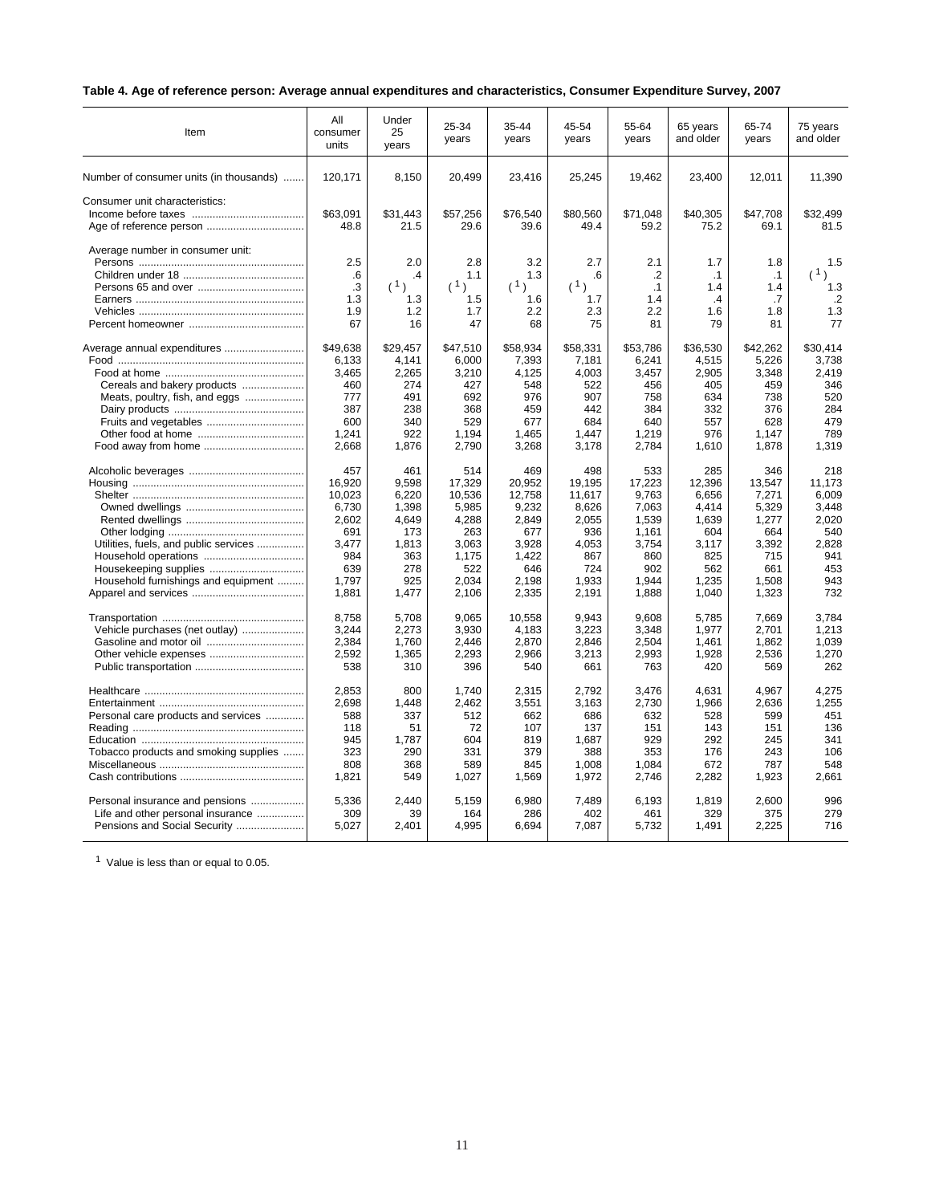**Table 4. Age of reference person: Average annual expenditures and characteristics, Consumer Expenditure Survey, 2007**

| Item | All consumer units | Under 25 years | 25-34 years | 35-44 years | 45-54 years | 55-64 years | 65 years and older | 65-74 years | 75 years and older |
|---|---|---|---|---|---|---|---|---|---|
| Number of consumer units (in thousands) | 120,171 | 8,150 | 20,499 | 23,416 | 25,245 | 19,462 | 23,400 | 12,011 | 11,390 |
| Consumer unit characteristics: | | | | | | | | | |
| Income before taxes | $63,091 | $31,443 | $57,256 | $76,540 | $80,560 | $71,048 | $40,305 | $47,708 | $32,499 |
| Age of reference person | 48.8 | 21.5 | 29.6 | 39.6 | 49.4 | 59.2 | 75.2 | 69.1 | 81.5 |
| Average number in consumer unit: | | | | | | | | | |
| Persons | 2.5 | 2.0 | 2.8 | 3.2 | 2.7 | 2.1 | 1.7 | 1.8 | 1.5 |
| Children under 18 | .6 | .4 | 1.1 | 1.3 | .6 | .2 | .1 | .1 | ([1]) |
| Persons 65 and over | .3 | ([1]) | ([1]) | ([1]) | ([1]) | .1 | 1.4 | 1.4 | 1.3 |
| Earners | 1.3 | 1.3 | 1.5 | 1.6 | 1.7 | 1.4 | .4 | .7 | .2 |
| Vehicles | 1.9 | 1.2 | 1.7 | 2.2 | 2.3 | 2.2 | 1.6 | 1.8 | 1.3 |
| Percent homeowner | 67 | 16 | 47 | 68 | 75 | 81 | 79 | 81 | 77 |
| Average annual expenditures | $49,638 | $29,457 | $47,510 | $58,934 | $58,331 | $53,786 | $36,530 | $42,262 | $30,414 |
| Food | 6,133 | 4,141 | 6,000 | 7,393 | 7,181 | 6,241 | 4,515 | 5,226 | 3,738 |
| Food at home | 3,465 | 2,265 | 3,210 | 4,125 | 4,003 | 3,457 | 2,905 | 3,348 | 2,419 |
| Cereals and bakery products | 460 | 274 | 427 | 548 | 522 | 456 | 405 | 459 | 346 |
| Meats, poultry, fish, and eggs | 777 | 491 | 692 | 976 | 907 | 758 | 634 | 738 | 520 |
| Dairy products | 387 | 238 | 368 | 459 | 442 | 384 | 332 | 376 | 284 |
| Fruits and vegetables | 600 | 340 | 529 | 677 | 684 | 640 | 557 | 628 | 479 |
| Other food at home | 1,241 | 922 | 1,194 | 1,465 | 1,447 | 1,219 | 976 | 1,147 | 789 |
| Food away from home | 2,668 | 1,876 | 2,790 | 3,268 | 3,178 | 2,784 | 1,610 | 1,878 | 1,319 |
| Alcoholic beverages | 457 | 461 | 514 | 469 | 498 | 533 | 285 | 346 | 218 |
| Housing | 16,920 | 9,598 | 17,329 | 20,952 | 19,195 | 17,223 | 12,396 | 13,547 | 11,173 |
| Shelter | 10,023 | 6,220 | 10,536 | 12,758 | 11,617 | 9,763 | 6,656 | 7,271 | 6,009 |
| Owned dwellings | 6,730 | 1,398 | 5,985 | 9,232 | 8,626 | 7,063 | 4,414 | 5,329 | 3,448 |
| Rented dwellings | 2,602 | 4,649 | 4,288 | 2,849 | 2,055 | 1,539 | 1,639 | 1,277 | 2,020 |
| Other lodging | 691 | 173 | 263 | 677 | 936 | 1,161 | 604 | 664 | 540 |
| Utilities, fuels, and public services | 3,477 | 1,813 | 3,063 | 3,928 | 4,053 | 3,754 | 3,117 | 3,392 | 2,828 |
| Household operations | 984 | 363 | 1,175 | 1,422 | 867 | 860 | 825 | 715 | 941 |
| Housekeeping supplies | 639 | 278 | 522 | 646 | 724 | 902 | 562 | 661 | 453 |
| Household furnishings and equipment | 1,797 | 925 | 2,034 | 2,198 | 1,933 | 1,944 | 1,235 | 1,508 | 943 |
| Apparel and services | 1,881 | 1,477 | 2,106 | 2,335 | 2,191 | 1,888 | 1,040 | 1,323 | 732 |
| Transportation | 8,758 | 5,708 | 9,065 | 10,558 | 9,943 | 9,608 | 5,785 | 7,669 | 3,784 |
| Vehicle purchases (net outlay) | 3,244 | 2,273 | 3,930 | 4,183 | 3,223 | 3,348 | 1,977 | 2,701 | 1,213 |
| Gasoline and motor oil | 2,384 | 1,760 | 2,446 | 2,870 | 2,846 | 2,504 | 1,461 | 1,862 | 1,039 |
| Other vehicle expenses | 2,592 | 1,365 | 2,293 | 2,966 | 3,213 | 2,993 | 1,928 | 2,536 | 1,270 |
| Public transportation | 538 | 310 | 396 | 540 | 661 | 763 | 420 | 569 | 262 |
| Healthcare | 2,853 | 800 | 1,740 | 2,315 | 2,792 | 3,476 | 4,631 | 4,967 | 4,275 |
| Entertainment | 2,698 | 1,448 | 2,462 | 3,551 | 3,163 | 2,730 | 1,966 | 2,636 | 1,255 |
| Personal care products and services | 588 | 337 | 512 | 662 | 686 | 632 | 528 | 599 | 451 |
| Reading | 118 | 51 | 72 | 107 | 137 | 151 | 143 | 151 | 136 |
| Education | 945 | 1,787 | 604 | 819 | 1,687 | 929 | 292 | 245 | 341 |
| Tobacco products and smoking supplies | 323 | 290 | 331 | 379 | 388 | 353 | 176 | 243 | 106 |
| Miscellaneous | 808 | 368 | 589 | 845 | 1,008 | 1,084 | 672 | 787 | 548 |
| Cash contributions | 1,821 | 549 | 1,027 | 1,569 | 1,972 | 2,746 | 2,282 | 1,923 | 2,661 |
| Personal insurance and pensions | 5,336 | 2,440 | 5,159 | 6,980 | 7,489 | 6,193 | 1,819 | 2,600 | 996 |
| Life and other personal insurance | 309 | 39 | 164 | 286 | 402 | 461 | 329 | 375 | 279 |
| Pensions and Social Security | 5,027 | 2,401 | 4,995 | 6,694 | 7,087 | 5,732 | 1,491 | 2,225 | 716 |

[1] Value is less than or equal to 0.05.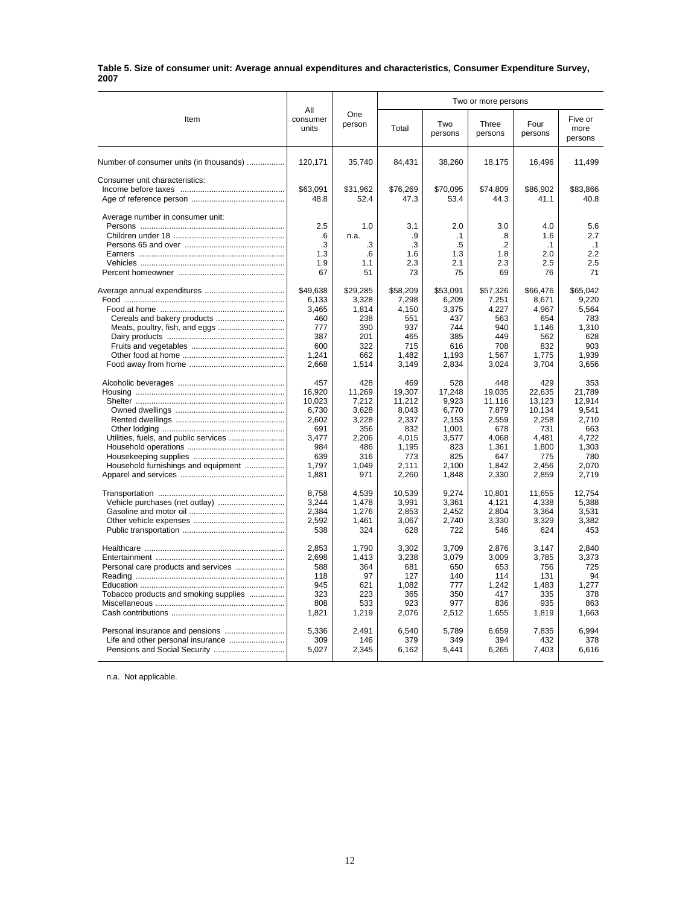**Table 5. Size of consumer unit: Average annual expenditures and characteristics, Consumer Expenditure Survey, 2007**

| Item | All consumer units | One person | Two or more persons | | | | |
|---|---|---|---|---|---|---|---|
| | | | Total | Two persons | Three persons | Four persons | Five or more persons |
| Number of consumer units (in thousands) | 120,171 | 35,740 | 84,431 | 38,260 | 18,175 | 16,496 | 11,499 |
| Consumer unit characteristics: | | | | | | | |
| Income before taxes | $63,091 | $31,962 | $76,269 | $70,095 | $74,809 | $86,902 | $83,866 |
| Age of reference person | 48.8 | 52.4 | 47.3 | 53.4 | 44.3 | 41.1 | 40.8 |
| Average number in consumer unit: | | | | | | | |
| Persons | 2.5 | 1.0 | 3.1 | 2.0 | 3.0 | 4.0 | 5.6 |
| Children under 18 | .6 | n.a. | .9 | .1 | .8 | 1.6 | 2.7 |
| Persons 65 and over | .3 | .3 | .3 | .5 | .2 | .1 | .1 |
| Earners | 1.3 | .6 | 1.6 | 1.3 | 1.8 | 2.0 | 2.2 |
| Vehicles | 1.9 | 1.1 | 2.3 | 2.1 | 2.3 | 2.5 | 2.5 |
| Percent homeowner | 67 | 51 | 73 | 75 | 69 | 76 | 71 |
| Average annual expenditures | $49,638 | $29,285 | $58,209 | $53,091 | $57,326 | $66,476 | $65,042 |
| Food | 6,133 | 3,328 | 7,298 | 6,209 | 7,251 | 8,671 | 9,220 |
| Food at home | 3,465 | 1,814 | 4,150 | 3,375 | 4,227 | 4,967 | 5,564 |
| Cereals and bakery products | 460 | 238 | 551 | 437 | 563 | 654 | 783 |
| Meats, poultry, fish, and eggs | 777 | 390 | 937 | 744 | 940 | 1,146 | 1,310 |
| Dairy products | 387 | 201 | 465 | 385 | 449 | 562 | 628 |
| Fruits and vegetables | 600 | 322 | 715 | 616 | 708 | 832 | 903 |
| Other food at home | 1,241 | 662 | 1,482 | 1,193 | 1,567 | 1,775 | 1,939 |
| Food away from home | 2,668 | 1,514 | 3,149 | 2,834 | 3,024 | 3,704 | 3,656 |
| Alcoholic beverages | 457 | 428 | 469 | 528 | 448 | 429 | 353 |
| Housing | 16,920 | 11,269 | 19,307 | 17,248 | 19,035 | 22,635 | 21,789 |
| Shelter | 10,023 | 7,212 | 11,212 | 9,923 | 11,116 | 13,123 | 12,914 |
| Owned dwellings | 6,730 | 3,628 | 8,043 | 6,770 | 7,879 | 10,134 | 9,541 |
| Rented dwellings | 2,602 | 3,228 | 2,337 | 2,153 | 2,559 | 2,258 | 2,710 |
| Other lodging | 691 | 356 | 832 | 1,001 | 678 | 731 | 663 |
| Utilities, fuels, and public services | 3,477 | 2,206 | 4,015 | 3,577 | 4,068 | 4,481 | 4,722 |
| Household operations | 984 | 486 | 1,195 | 823 | 1,361 | 1,800 | 1,303 |
| Housekeeping supplies | 639 | 316 | 773 | 825 | 647 | 775 | 780 |
| Household furnishings and equipment | 1,797 | 1,049 | 2,111 | 2,100 | 1,842 | 2,456 | 2,070 |
| Apparel and services | 1,881 | 971 | 2,260 | 1,848 | 2,330 | 2,859 | 2,719 |
| Transportation | 8,758 | 4,539 | 10,539 | 9,274 | 10,801 | 11,655 | 12,754 |
| Vehicle purchases (net outlay) | 3,244 | 1,478 | 3,991 | 3,361 | 4,121 | 4,338 | 5,388 |
| Gasoline and motor oil | 2,384 | 1,276 | 2,853 | 2,452 | 2,804 | 3,364 | 3,531 |
| Other vehicle expenses | 2,592 | 1,461 | 3,067 | 2,740 | 3,330 | 3,329 | 3,382 |
| Public transportation | 538 | 324 | 628 | 722 | 546 | 624 | 453 |
| Healthcare | 2,853 | 1,790 | 3,302 | 3,709 | 2,876 | 3,147 | 2,840 |
| Entertainment | 2,698 | 1,413 | 3,238 | 3,079 | 3,009 | 3,785 | 3,373 |
| Personal care products and services | 588 | 364 | 681 | 650 | 653 | 756 | 725 |
| Reading | 118 | 97 | 127 | 140 | 114 | 131 | 94 |
| Education | 945 | 621 | 1,082 | 777 | 1,242 | 1,483 | 1,277 |
| Tobacco products and smoking supplies | 323 | 223 | 365 | 350 | 417 | 335 | 378 |
| Miscellaneous | 808 | 533 | 923 | 977 | 836 | 935 | 863 |
| Cash contributions | 1,821 | 1,219 | 2,076 | 2,512 | 1,655 | 1,819 | 1,663 |
| Personal insurance and pensions | 5,336 | 2,491 | 6,540 | 5,789 | 6,659 | 7,835 | 6,994 |
| Life and other personal insurance | 309 | 146 | 379 | 349 | 394 | 432 | 378 |
| Pensions and Social Security | 5,027 | 2,345 | 6,162 | 5,441 | 6,265 | 7,403 | 6,616 |

n.a. Not applicable.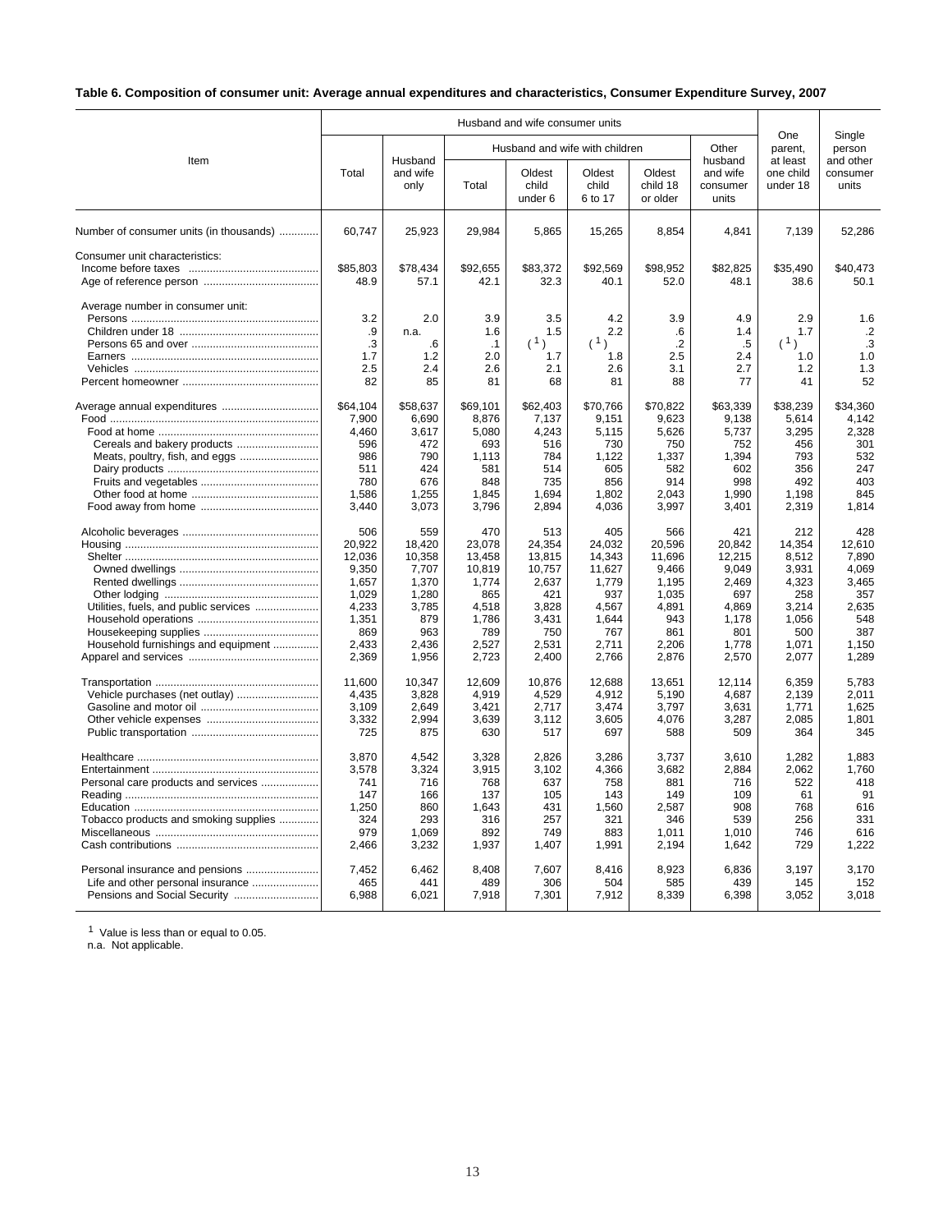**Table 6. Composition of consumer unit: Average annual expenditures and characteristics, Consumer Expenditure Survey, 2007**

| Item | Husband and wife consumer units | | | | | | | One parent, at least one child under 18 | Single person and other consumer units |
|---|---|---|---|---|---|---|---|---|---|
| | Total | Husband and wife only | Husband and wife with children | | | | Other husband and wife consumer units | | |
| | | | Total | Oldest child under 6 | Oldest child 6 to 17 | Oldest child 18 or older | | | |
| Number of consumer units (in thousands) | 60,747 | 25,923 | 29,984 | 5,865 | 15,265 | 8,854 | 4,841 | 7,139 | 52,286 |
| Consumer unit characteristics: | | | | | | | | | |
| Income before taxes | $85,803 | $78,434 | $92,655 | $83,372 | $92,569 | $98,952 | $82,825 | $35,490 | $40,473 |
| Age of reference person | 48.9 | 57.1 | 42.1 | 32.3 | 40.1 | 52.0 | 48.1 | 38.6 | 50.1 |
| Average number in consumer unit: | | | | | | | | | |
| Persons | 3.2 | 2.0 | 3.9 | 3.5 | 4.2 | 3.9 | 4.9 | 2.9 | 1.6 |
| Children under 18 | .9 | n.a. | 1.6 | 1.5 | 2.2 | .6 | 1.4 | 1.7 | .2 |
| Persons 65 and over | .3 | .6 | .1 | ([1]) | ([1]) | .2 | .5 | ([1]) | .3 |
| Earners | 1.7 | 1.2 | 2.0 | 1.7 | 1.8 | 2.5 | 2.4 | 1.0 | 1.0 |
| Vehicles | 2.5 | 2.4 | 2.6 | 2.1 | 2.6 | 3.1 | 2.7 | 1.2 | 1.3 |
| Percent homeowner | 82 | 85 | 81 | 68 | 81 | 88 | 77 | 41 | 52 |
| Average annual expenditures | $64,104 | $58,637 | $69,101 | $62,403 | $70,766 | $70,822 | $63,339 | $38,239 | $34,360 |
| Food | 7,900 | 6,690 | 8,876 | 7,137 | 9,151 | 9,623 | 9,138 | 5,614 | 4,142 |
| Food at home | 4,460 | 3,617 | 5,080 | 4,243 | 5,115 | 5,626 | 5,737 | 3,295 | 2,328 |
| Cereals and bakery products | 596 | 472 | 693 | 516 | 730 | 750 | 752 | 456 | 301 |
| Meats, poultry, fish, and eggs | 986 | 790 | 1,113 | 784 | 1,122 | 1,337 | 1,394 | 793 | 532 |
| Dairy products | 511 | 424 | 581 | 514 | 605 | 582 | 602 | 356 | 247 |
| Fruits and vegetables | 780 | 676 | 848 | 735 | 856 | 914 | 998 | 492 | 403 |
| Other food at home | 1,586 | 1,255 | 1,845 | 1,694 | 1,802 | 2,043 | 1,990 | 1,198 | 845 |
| Food away from home | 3,440 | 3,073 | 3,796 | 2,894 | 4,036 | 3,997 | 3,401 | 2,319 | 1,814 |
| Alcoholic beverages | 506 | 559 | 470 | 513 | 405 | 566 | 421 | 212 | 428 |
| Housing | 20,922 | 18,420 | 23,078 | 24,354 | 24,032 | 20,596 | 20,842 | 14,354 | 12,610 |
| Shelter | 12,036 | 10,358 | 13,458 | 13,815 | 14,343 | 11,696 | 12,215 | 8,512 | 7,890 |
| Owned dwellings | 9,350 | 7,707 | 10,819 | 10,757 | 11,627 | 9,466 | 9,049 | 3,931 | 4,069 |
| Rented dwellings | 1,657 | 1,370 | 1,774 | 2,637 | 1,779 | 1,195 | 2,469 | 4,323 | 3,465 |
| Other lodging | 1,029 | 1,280 | 865 | 421 | 937 | 1,035 | 697 | 258 | 357 |
| Utilities, fuels, and public services | 4,233 | 3,785 | 4,518 | 3,828 | 4,567 | 4,891 | 4,869 | 3,214 | 2,635 |
| Household operations | 1,351 | 879 | 1,786 | 3,431 | 1,644 | 943 | 1,178 | 1,056 | 548 |
| Housekeeping supplies | 869 | 963 | 789 | 750 | 767 | 861 | 801 | 500 | 387 |
| Household furnishings and equipment | 2,433 | 2,436 | 2,527 | 2,531 | 2,711 | 2,206 | 1,778 | 1,071 | 1,150 |
| Apparel and services | 2,369 | 1,956 | 2,723 | 2,400 | 2,766 | 2,876 | 2,570 | 2,077 | 1,289 |
| Transportation | 11,600 | 10,347 | 12,609 | 10,876 | 12,688 | 13,651 | 12,114 | 6,359 | 5,783 |
| Vehicle purchases (net outlay) | 4,435 | 3,828 | 4,919 | 4,529 | 4,912 | 5,190 | 4,687 | 2,139 | 2,011 |
| Gasoline and motor oil | 3,109 | 2,649 | 3,421 | 2,717 | 3,474 | 3,797 | 3,631 | 1,771 | 1,625 |
| Other vehicle expenses | 3,332 | 2,994 | 3,639 | 3,112 | 3,605 | 4,076 | 3,287 | 2,085 | 1,801 |
| Public transportation | 725 | 875 | 630 | 517 | 697 | 588 | 509 | 364 | 345 |
| Healthcare | 3,870 | 4,542 | 3,328 | 2,826 | 3,286 | 3,737 | 3,610 | 1,282 | 1,883 |
| Entertainment | 3,578 | 3,324 | 3,915 | 3,102 | 4,366 | 3,682 | 2,884 | 2,062 | 1,760 |
| Personal care products and services | 741 | 716 | 768 | 637 | 758 | 881 | 716 | 522 | 418 |
| Reading | 147 | 166 | 137 | 105 | 143 | 149 | 109 | 61 | 91 |
| Education | 1,250 | 860 | 1,643 | 431 | 1,560 | 2,587 | 908 | 768 | 616 |
| Tobacco products and smoking supplies | 324 | 293 | 316 | 257 | 321 | 346 | 539 | 256 | 331 |
| Miscellaneous | 979 | 1,069 | 892 | 749 | 883 | 1,011 | 1,010 | 746 | 616 |
| Cash contributions | 2,466 | 3,232 | 1,937 | 1,407 | 1,991 | 2,194 | 1,642 | 729 | 1,222 |
| Personal insurance and pensions | 7,452 | 6,462 | 8,408 | 7,607 | 8,416 | 8,923 | 6,836 | 3,197 | 3,170 |
| Life and other personal insurance | 465 | 441 | 489 | 306 | 504 | 585 | 439 | 145 | 152 |
| Pensions and Social Security | 6,988 | 6,021 | 7,918 | 7,301 | 7,912 | 8,339 | 6,398 | 3,052 | 3,018 |

[1] Value is less than or equal to 0.05.
n.a. Not applicable.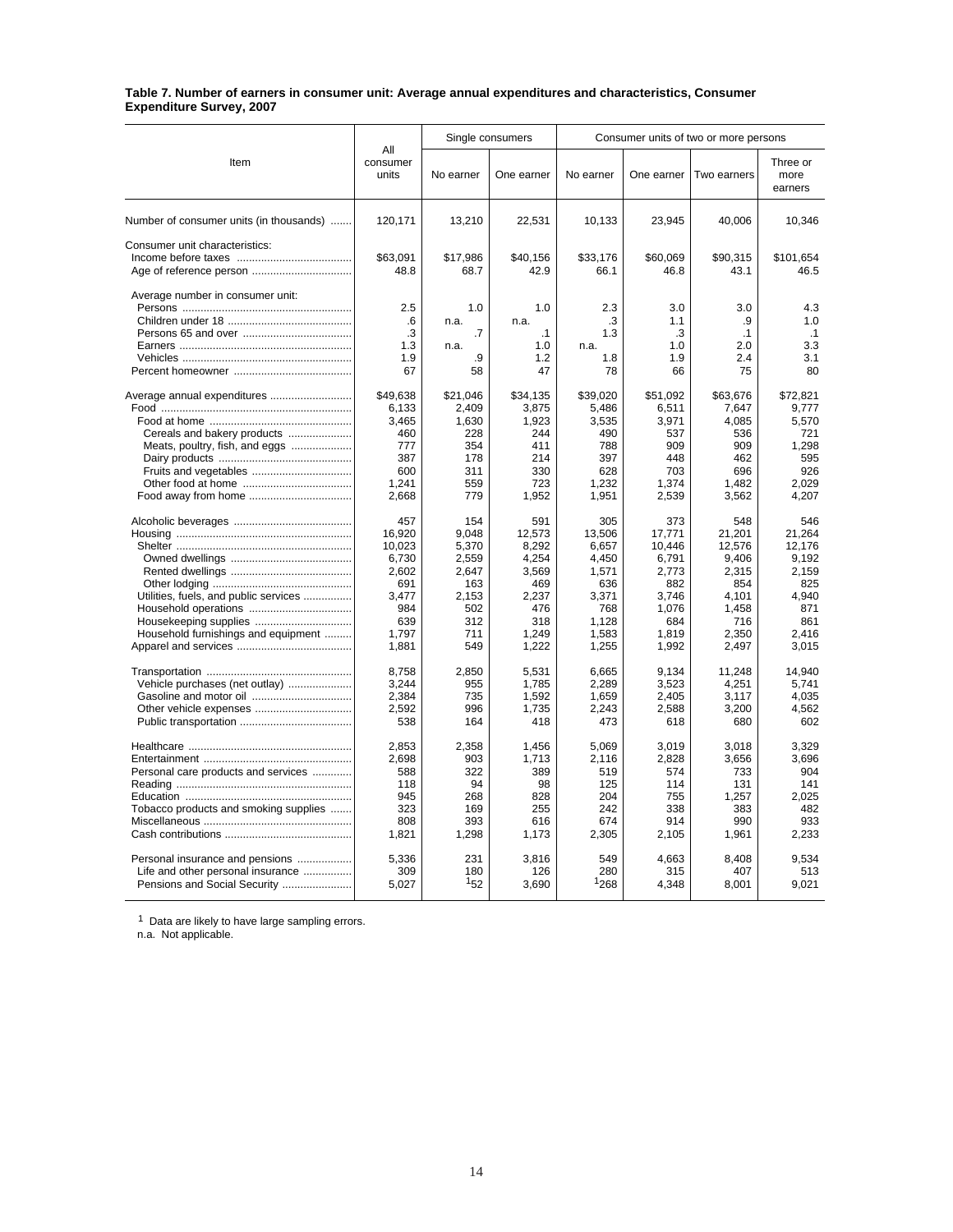**Table 7. Number of earners in consumer unit: Average annual expenditures and characteristics, Consumer Expenditure Survey, 2007**

| Item | All consumer units | Single consumers | | Consumer units of two or more persons | | | |
|---|---|---|---|---|---|---|---|
| | | No earner | One earner | No earner | One earner | Two earners | Three or more earners |
| Number of consumer units (in thousands) | 120,171 | 13,210 | 22,531 | 10,133 | 23,945 | 40,006 | 10,346 |
| Consumer unit characteristics: | | | | | | | |
| Income before taxes | $63,091 | $17,986 | $40,156 | $33,176 | $60,069 | $90,315 | $101,654 |
| Age of reference person | 48.8 | 68.7 | 42.9 | 66.1 | 46.8 | 43.1 | 46.5 |
| Average number in consumer unit: | | | | | | | |
| Persons | 2.5 | 1.0 | 1.0 | 2.3 | 3.0 | 3.0 | 4.3 |
| Children under 18 | .6 | n.a. | n.a. | .3 | 1.1 | .9 | 1.0 |
| Persons 65 and over | .3 | .7 | .1 | 1.3 | .3 | .1 | .1 |
| Earners | 1.3 | n.a. | 1.0 | n.a. | 1.0 | 2.0 | 3.3 |
| Vehicles | 1.9 | .9 | 1.2 | 1.8 | 1.9 | 2.4 | 3.1 |
| Percent homeowner | 67 | 58 | 47 | 78 | 66 | 75 | 80 |
| Average annual expenditures | $49,638 | $21,046 | $34,135 | $39,020 | $51,092 | $63,676 | $72,821 |
| Food | 6,133 | 2,409 | 3,875 | 5,486 | 6,511 | 7,647 | 9,777 |
| Food at home | 3,465 | 1,630 | 1,923 | 3,535 | 3,971 | 4,085 | 5,570 |
| Cereals and bakery products | 460 | 228 | 244 | 490 | 537 | 536 | 721 |
| Meats, poultry, fish, and eggs | 777 | 354 | 411 | 788 | 909 | 909 | 1,298 |
| Dairy products | 387 | 178 | 214 | 397 | 448 | 462 | 595 |
| Fruits and vegetables | 600 | 311 | 330 | 628 | 703 | 696 | 926 |
| Other food at home | 1,241 | 559 | 723 | 1,232 | 1,374 | 1,482 | 2,029 |
| Food away from home | 2,668 | 779 | 1,952 | 1,951 | 2,539 | 3,562 | 4,207 |
| Alcoholic beverages | 457 | 154 | 591 | 305 | 373 | 548 | 546 |
| Housing | 16,920 | 9,048 | 12,573 | 13,506 | 17,771 | 21,201 | 21,264 |
| Shelter | 10,023 | 5,370 | 8,292 | 6,657 | 10,446 | 12,576 | 12,176 |
| Owned dwellings | 6,730 | 2,559 | 4,254 | 4,450 | 6,791 | 9,406 | 9,192 |
| Rented dwellings | 2,602 | 2,647 | 3,569 | 1,571 | 2,773 | 2,315 | 2,159 |
| Other lodging | 691 | 163 | 469 | 636 | 882 | 854 | 825 |
| Utilities, fuels, and public services | 3,477 | 2,153 | 2,237 | 3,371 | 3,746 | 4,101 | 4,940 |
| Household operations | 984 | 502 | 476 | 768 | 1,076 | 1,458 | 871 |
| Housekeeping supplies | 639 | 312 | 318 | 1,128 | 684 | 716 | 861 |
| Household furnishings and equipment | 1,797 | 711 | 1,249 | 1,583 | 1,819 | 2,350 | 2,416 |
| Apparel and services | 1,881 | 549 | 1,222 | 1,255 | 1,992 | 2,497 | 3,015 |
| Transportation | 8,758 | 2,850 | 5,531 | 6,665 | 9,134 | 11,248 | 14,940 |
| Vehicle purchases (net outlay) | 3,244 | 955 | 1,785 | 2,289 | 3,523 | 4,251 | 5,741 |
| Gasoline and motor oil | 2,384 | 735 | 1,592 | 1,659 | 2,405 | 3,117 | 4,035 |
| Other vehicle expenses | 2,592 | 996 | 1,735 | 2,243 | 2,588 | 3,200 | 4,562 |
| Public transportation | 538 | 164 | 418 | 473 | 618 | 680 | 602 |
| Healthcare | 2,853 | 2,358 | 1,456 | 5,069 | 3,019 | 3,018 | 3,329 |
| Entertainment | 2,698 | 903 | 1,713 | 2,116 | 2,828 | 3,656 | 3,696 |
| Personal care products and services | 588 | 322 | 389 | 519 | 574 | 733 | 904 |
| Reading | 118 | 94 | 98 | 125 | 114 | 131 | 141 |
| Education | 945 | 268 | 828 | 204 | 755 | 1,257 | 2,025 |
| Tobacco products and smoking supplies | 323 | 169 | 255 | 242 | 338 | 383 | 482 |
| Miscellaneous | 808 | 393 | 616 | 674 | 914 | 990 | 933 |
| Cash contributions | 1,821 | 1,298 | 1,173 | 2,305 | 2,105 | 1,961 | 2,233 |
| Personal insurance and pensions | 5,336 | 231 | 3,816 | 549 | 4,663 | 8,408 | 9,534 |
| Life and other personal insurance | 309 | 180 | 126 | 280 | 315 | 407 | 513 |
| Pensions and Social Security | 5,027 | [1]52 | 3,690 | [1]268 | 4,348 | 8,001 | 9,021 |

[1] Data are likely to have large sampling errors.
n.a. Not applicable.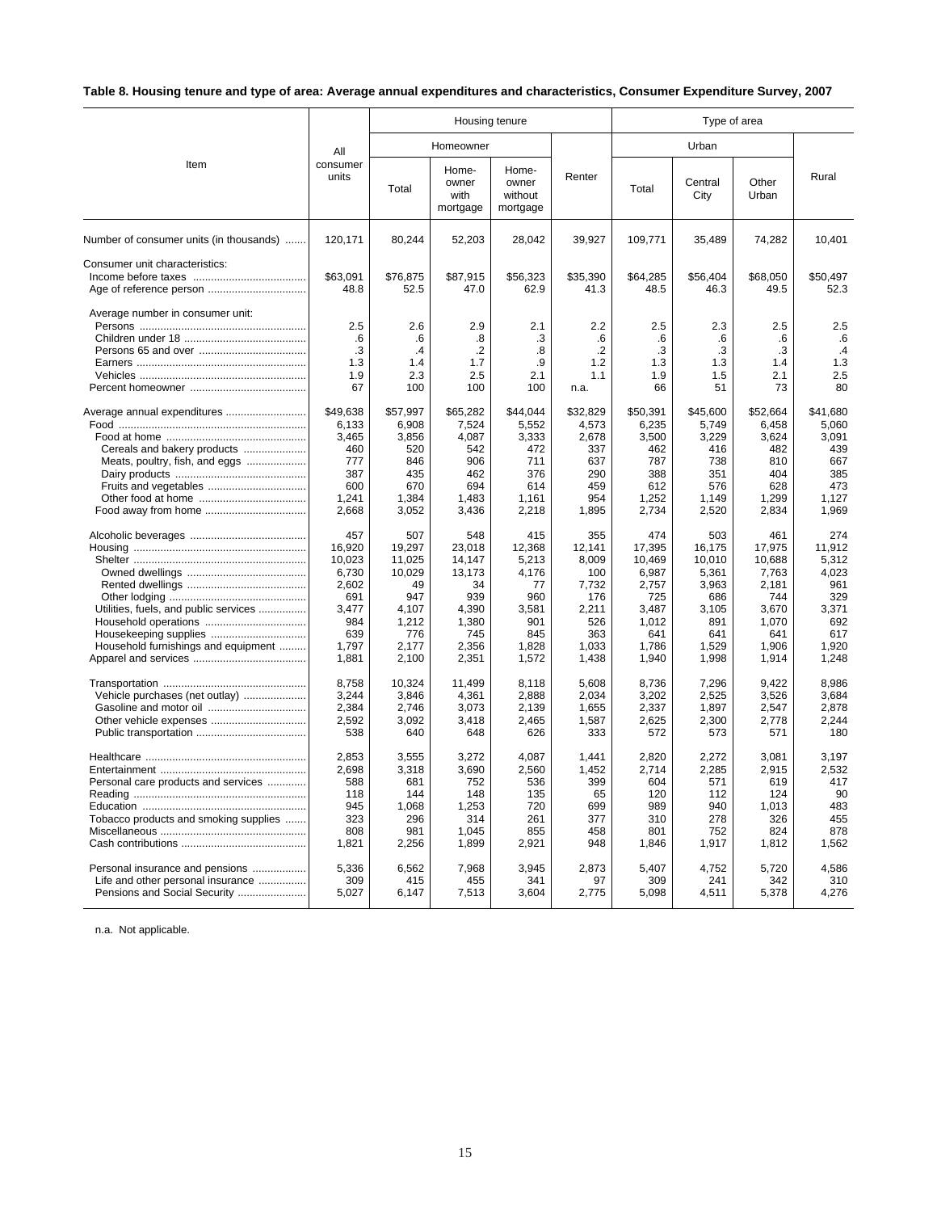**Table 8. Housing tenure and type of area: Average annual expenditures and characteristics, Consumer Expenditure Survey, 2007**

| Item | All consumer units | Housing tenure | | | | Type of area | | | |
|---|---|---|---|---|---|---|---|---|---|
| | | Homeowner | | | Renter | Urban | | | Rural |
| | | Total | Home-owner with mortgage | Home-owner without mortgage | | Total | Central City | Other Urban | |
| Number of consumer units (in thousands) | 120,171 | 80,244 | 52,203 | 28,042 | 39,927 | 109,771 | 35,489 | 74,282 | 10,401 |
| Consumer unit characteristics: | | | | | | | | | |
| Income before taxes | $63,091 | $76,875 | $87,915 | $56,323 | $35,390 | $64,285 | $56,404 | $68,050 | $50,497 |
| Age of reference person | 48.8 | 52.5 | 47.0 | 62.9 | 41.3 | 48.5 | 46.3 | 49.5 | 52.3 |
| Average number in consumer unit: | | | | | | | | | |
| Persons | 2.5 | 2.6 | 2.9 | 2.1 | 2.2 | 2.5 | 2.3 | 2.5 | 2.5 |
| Children under 18 | .6 | .6 | .8 | .3 | .6 | .6 | .6 | .6 | .6 |
| Persons 65 and over | .3 | .4 | .2 | .8 | .2 | .3 | .3 | .3 | .4 |
| Earners | 1.3 | 1.4 | 1.7 | .9 | 1.2 | 1.3 | 1.3 | 1.4 | 1.3 |
| Vehicles | 1.9 | 2.3 | 2.5 | 2.1 | 1.1 | 1.9 | 1.5 | 2.1 | 2.5 |
| Percent homeowner | 67 | 100 | 100 | 100 | n.a. | 66 | 51 | 73 | 80 |
| Average annual expenditures | $49,638 | $57,997 | $65,282 | $44,044 | $32,829 | $50,391 | $45,600 | $52,664 | $41,680 |
| Food | 6,133 | 6,908 | 7,524 | 5,552 | 4,573 | 6,235 | 5,749 | 6,458 | 5,060 |
| Food at home | 3,465 | 3,856 | 4,087 | 3,333 | 2,678 | 3,500 | 3,229 | 3,624 | 3,091 |
| Cereals and bakery products | 460 | 520 | 542 | 472 | 337 | 462 | 416 | 482 | 439 |
| Meats, poultry, fish, and eggs | 777 | 846 | 906 | 711 | 637 | 787 | 738 | 810 | 667 |
| Dairy products | 387 | 435 | 462 | 376 | 290 | 388 | 351 | 404 | 385 |
| Fruits and vegetables | 600 | 670 | 694 | 614 | 459 | 612 | 576 | 628 | 473 |
| Other food at home | 1,241 | 1,384 | 1,483 | 1,161 | 954 | 1,252 | 1,149 | 1,299 | 1,127 |
| Food away from home | 2,668 | 3,052 | 3,436 | 2,218 | 1,895 | 2,734 | 2,520 | 2,834 | 1,969 |
| Alcoholic beverages | 457 | 507 | 548 | 415 | 355 | 474 | 503 | 461 | 274 |
| Housing | 16,920 | 19,297 | 23,018 | 12,368 | 12,141 | 17,395 | 16,175 | 17,975 | 11,912 |
| Shelter | 10,023 | 11,025 | 14,147 | 5,213 | 8,009 | 10,469 | 10,010 | 10,688 | 5,312 |
| Owned dwellings | 6,730 | 10,029 | 13,173 | 4,176 | 100 | 6,987 | 5,361 | 7,763 | 4,023 |
| Rented dwellings | 2,602 | 49 | 34 | 77 | 7,732 | 2,757 | 3,963 | 2,181 | 961 |
| Other lodging | 691 | 947 | 939 | 960 | 176 | 725 | 686 | 744 | 329 |
| Utilities, fuels, and public services | 3,477 | 4,107 | 4,390 | 3,581 | 2,211 | 3,487 | 3,105 | 3,670 | 3,371 |
| Household operations | 984 | 1,212 | 1,380 | 901 | 526 | 1,012 | 891 | 1,070 | 692 |
| Housekeeping supplies | 639 | 776 | 745 | 845 | 363 | 641 | 641 | 641 | 617 |
| Household furnishings and equipment | 1,797 | 2,177 | 2,356 | 1,828 | 1,033 | 1,786 | 1,529 | 1,906 | 1,920 |
| Apparel and services | 1,881 | 2,100 | 2,351 | 1,572 | 1,438 | 1,940 | 1,998 | 1,914 | 1,248 |
| Transportation | 8,758 | 10,324 | 11,499 | 8,118 | 5,608 | 8,736 | 7,296 | 9,422 | 8,986 |
| Vehicle purchases (net outlay) | 3,244 | 3,846 | 4,361 | 2,888 | 2,034 | 3,202 | 2,525 | 3,526 | 3,684 |
| Gasoline and motor oil | 2,384 | 2,746 | 3,073 | 2,139 | 1,655 | 2,337 | 1,897 | 2,547 | 2,878 |
| Other vehicle expenses | 2,592 | 3,092 | 3,418 | 2,465 | 1,587 | 2,625 | 2,300 | 2,778 | 2,244 |
| Public transportation | 538 | 640 | 648 | 626 | 333 | 572 | 573 | 571 | 180 |
| Healthcare | 2,853 | 3,555 | 3,272 | 4,087 | 1,441 | 2,820 | 2,272 | 3,081 | 3,197 |
| Entertainment | 2,698 | 3,318 | 3,690 | 2,560 | 1,452 | 2,714 | 2,285 | 2,915 | 2,532 |
| Personal care products and services | 588 | 681 | 752 | 536 | 399 | 604 | 571 | 619 | 417 |
| Reading | 118 | 144 | 148 | 135 | 65 | 120 | 112 | 124 | 90 |
| Education | 945 | 1,068 | 1,253 | 720 | 699 | 989 | 940 | 1,013 | 483 |
| Tobacco products and smoking supplies | 323 | 296 | 314 | 261 | 377 | 310 | 278 | 326 | 455 |
| Miscellaneous | 808 | 981 | 1,045 | 855 | 458 | 801 | 752 | 824 | 878 |
| Cash contributions | 1,821 | 2,256 | 1,899 | 2,921 | 948 | 1,846 | 1,917 | 1,812 | 1,562 |
| Personal insurance and pensions | 5,336 | 6,562 | 7,968 | 3,945 | 2,873 | 5,407 | 4,752 | 5,720 | 4,586 |
| Life and other personal insurance | 309 | 415 | 455 | 341 | 97 | 309 | 241 | 342 | 310 |
| Pensions and Social Security | 5,027 | 6,147 | 7,513 | 3,604 | 2,775 | 5,098 | 4,511 | 5,378 | 4,276 |

n.a. Not applicable.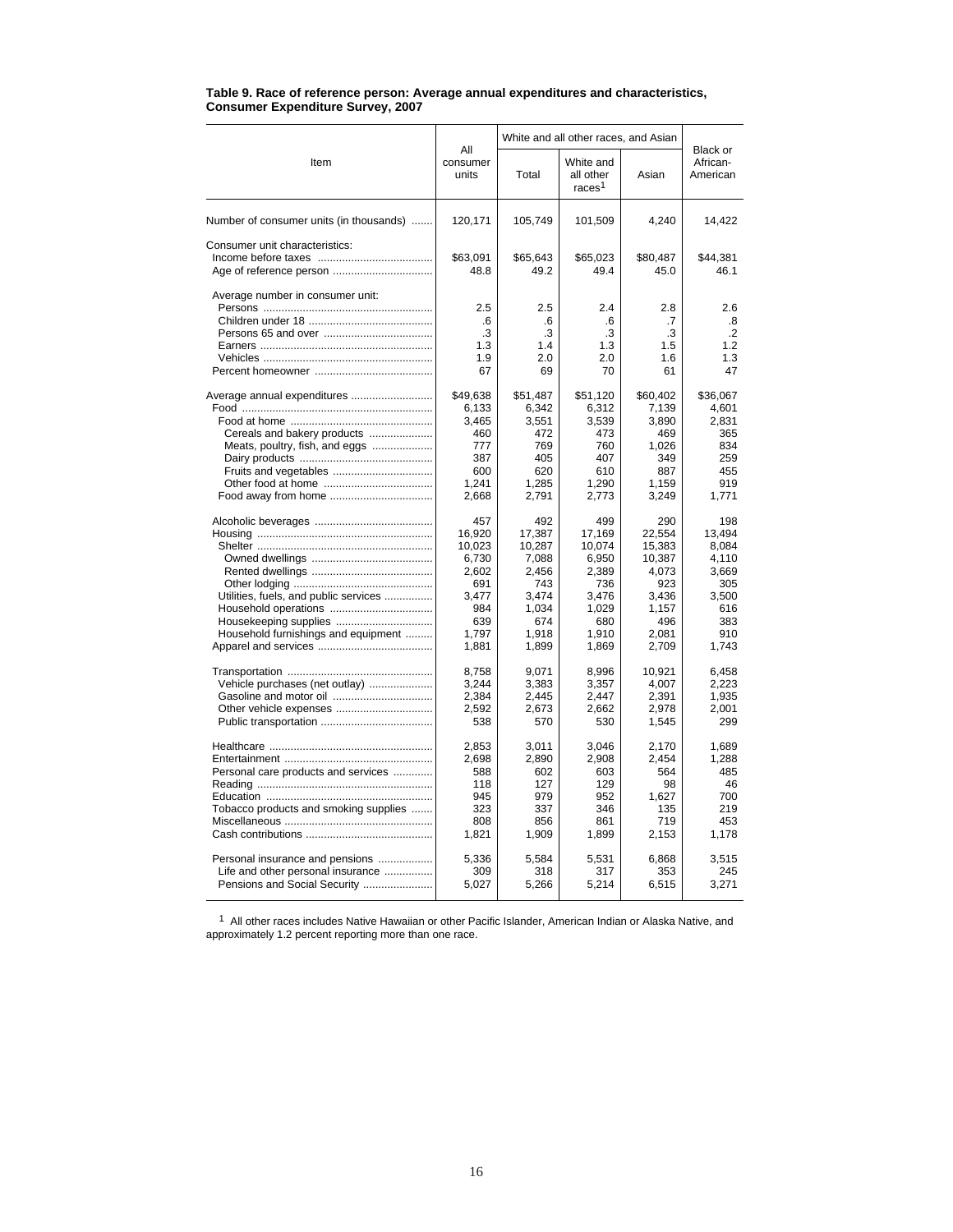**Table 9. Race of reference person: Average annual expenditures and characteristics, Consumer Expenditure Survey, 2007**

| Item | All consumer units | White and all other races, and Asian | | | Black or African-American |
|---|---|---|---|---|---|
| | | Total | White and all other races[1] | Asian | |
| Number of consumer units (in thousands) | 120,171 | 105,749 | 101,509 | 4,240 | 14,422 |
| Consumer unit characteristics: | | | | | |
| Income before taxes | $63,091 | $65,643 | $65,023 | $80,487 | $44,381 |
| Age of reference person | 48.8 | 49.2 | 49.4 | 45.0 | 46.1 |
| Average number in consumer unit: | | | | | |
| Persons | 2.5 | 2.5 | 2.4 | 2.8 | 2.6 |
| Children under 18 | .6 | .6 | .6 | .7 | .8 |
| Persons 65 and over | .3 | .3 | .3 | .3 | .2 |
| Earners | 1.3 | 1.4 | 1.3 | 1.5 | 1.2 |
| Vehicles | 1.9 | 2.0 | 2.0 | 1.6 | 1.3 |
| Percent homeowner | 67 | 69 | 70 | 61 | 47 |
| Average annual expenditures | $49,638 | $51,487 | $51,120 | $60,402 | $36,067 |
| Food | 6,133 | 6,342 | 6,312 | 7,139 | 4,601 |
| Food at home | 3,465 | 3,551 | 3,539 | 3,890 | 2,831 |
| Cereals and bakery products | 460 | 472 | 473 | 469 | 365 |
| Meats, poultry, fish, and eggs | 777 | 769 | 760 | 1,026 | 834 |
| Dairy products | 387 | 405 | 407 | 349 | 259 |
| Fruits and vegetables | 600 | 620 | 610 | 887 | 455 |
| Other food at home | 1,241 | 1,285 | 1,290 | 1,159 | 919 |
| Food away from home | 2,668 | 2,791 | 2,773 | 3,249 | 1,771 |
| Alcoholic beverages | 457 | 492 | 499 | 290 | 198 |
| Housing | 16,920 | 17,387 | 17,169 | 22,554 | 13,494 |
| Shelter | 10,023 | 10,287 | 10,074 | 15,383 | 8,084 |
| Owned dwellings | 6,730 | 7,088 | 6,950 | 10,387 | 4,110 |
| Rented dwellings | 2,602 | 2,456 | 2,389 | 4,073 | 3,669 |
| Other lodging | 691 | 743 | 736 | 923 | 305 |
| Utilities, fuels, and public services | 3,477 | 3,474 | 3,476 | 3,436 | 3,500 |
| Household operations | 984 | 1,034 | 1,029 | 1,157 | 616 |
| Housekeeping supplies | 639 | 674 | 680 | 496 | 383 |
| Household furnishings and equipment | 1,797 | 1,918 | 1,910 | 2,081 | 910 |
| Apparel and services | 1,881 | 1,899 | 1,869 | 2,709 | 1,743 |
| Transportation | 8,758 | 9,071 | 8,996 | 10,921 | 6,458 |
| Vehicle purchases (net outlay) | 3,244 | 3,383 | 3,357 | 4,007 | 2,223 |
| Gasoline and motor oil | 2,384 | 2,445 | 2,447 | 2,391 | 1,935 |
| Other vehicle expenses | 2,592 | 2,673 | 2,662 | 2,978 | 2,001 |
| Public transportation | 538 | 570 | 530 | 1,545 | 299 |
| Healthcare | 2,853 | 3,011 | 3,046 | 2,170 | 1,689 |
| Entertainment | 2,698 | 2,890 | 2,908 | 2,454 | 1,288 |
| Personal care products and services | 588 | 602 | 603 | 564 | 485 |
| Reading | 118 | 127 | 129 | 98 | 46 |
| Education | 945 | 979 | 952 | 1,627 | 700 |
| Tobacco products and smoking supplies | 323 | 337 | 346 | 135 | 219 |
| Miscellaneous | 808 | 856 | 861 | 719 | 453 |
| Cash contributions | 1,821 | 1,909 | 1,899 | 2,153 | 1,178 |
| Personal insurance and pensions | 5,336 | 5,584 | 5,531 | 6,868 | 3,515 |
| Life and other personal insurance | 309 | 318 | 317 | 353 | 245 |
| Pensions and Social Security | 5,027 | 5,266 | 5,214 | 6,515 | 3,271 |

[1] All other races includes Native Hawaiian or other Pacific Islander, American Indian or Alaska Native, and approximately 1.2 percent reporting more than one race.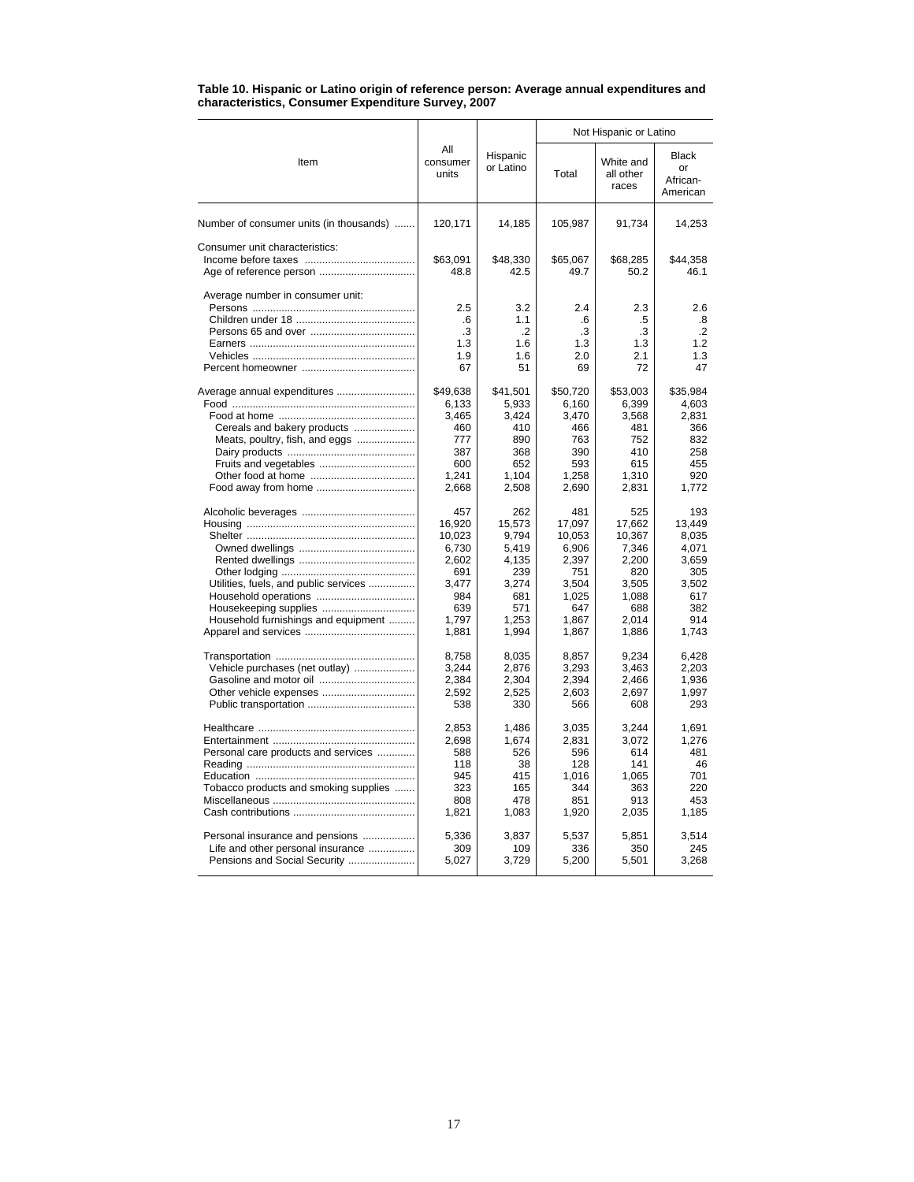**Table 10. Hispanic or Latino origin of reference person: Average annual expenditures and characteristics, Consumer Expenditure Survey, 2007**

| Item | All consumer units | Hispanic or Latino | Not Hispanic or Latino | | |
|---|---|---|---|---|---|
| | | | Total | White and all other races | Black or African-American |
| Number of consumer units (in thousands) | 120,171 | 14,185 | 105,987 | 91,734 | 14,253 |
| Consumer unit characteristics: | | | | | |
| Income before taxes | $63,091 | $48,330 | $65,067 | $68,285 | $44,358 |
| Age of reference person | 48.8 | 42.5 | 49.7 | 50.2 | 46.1 |
| Average number in consumer unit: | | | | | |
| Persons | 2.5 | 3.2 | 2.4 | 2.3 | 2.6 |
| Children under 18 | .6 | 1.1 | .6 | .5 | .8 |
| Persons 65 and over | .3 | .2 | .3 | .3 | .2 |
| Earners | 1.3 | 1.6 | 1.3 | 1.3 | 1.2 |
| Vehicles | 1.9 | 1.6 | 2.0 | 2.1 | 1.3 |
| Percent homeowner | 67 | 51 | 69 | 72 | 47 |
| Average annual expenditures | $49,638 | $41,501 | $50,720 | $53,003 | $35,984 |
| Food | 6,133 | 5,933 | 6,160 | 6,399 | 4,603 |
| Food at home | 3,465 | 3,424 | 3,470 | 3,568 | 2,831 |
| Cereals and bakery products | 460 | 410 | 466 | 481 | 366 |
| Meats, poultry, fish, and eggs | 777 | 890 | 763 | 752 | 832 |
| Dairy products | 387 | 368 | 390 | 410 | 258 |
| Fruits and vegetables | 600 | 652 | 593 | 615 | 455 |
| Other food at home | 1,241 | 1,104 | 1,258 | 1,310 | 920 |
| Food away from home | 2,668 | 2,508 | 2,690 | 2,831 | 1,772 |
| Alcoholic beverages | 457 | 262 | 481 | 525 | 193 |
| Housing | 16,920 | 15,573 | 17,097 | 17,662 | 13,449 |
| Shelter | 10,023 | 9,794 | 10,053 | 10,367 | 8,035 |
| Owned dwellings | 6,730 | 5,419 | 6,906 | 7,346 | 4,071 |
| Rented dwellings | 2,602 | 4,135 | 2,397 | 2,200 | 3,659 |
| Other lodging | 691 | 239 | 751 | 820 | 305 |
| Utilities, fuels, and public services | 3,477 | 3,274 | 3,504 | 3,505 | 3,502 |
| Household operations | 984 | 681 | 1,025 | 1,088 | 617 |
| Housekeeping supplies | 639 | 571 | 647 | 688 | 382 |
| Household furnishings and equipment | 1,797 | 1,253 | 1,867 | 2,014 | 914 |
| Apparel and services | 1,881 | 1,994 | 1,867 | 1,886 | 1,743 |
| Transportation | 8,758 | 8,035 | 8,857 | 9,234 | 6,428 |
| Vehicle purchases (net outlay) | 3,244 | 2,876 | 3,293 | 3,463 | 2,203 |
| Gasoline and motor oil | 2,384 | 2,304 | 2,394 | 2,466 | 1,936 |
| Other vehicle expenses | 2,592 | 2,525 | 2,603 | 2,697 | 1,997 |
| Public transportation | 538 | 330 | 566 | 608 | 293 |
| Healthcare | 2,853 | 1,486 | 3,035 | 3,244 | 1,691 |
| Entertainment | 2,698 | 1,674 | 2,831 | 3,072 | 1,276 |
| Personal care products and services | 588 | 526 | 596 | 614 | 481 |
| Reading | 118 | 38 | 128 | 141 | 46 |
| Education | 945 | 415 | 1,016 | 1,065 | 701 |
| Tobacco products and smoking supplies | 323 | 165 | 344 | 363 | 220 |
| Miscellaneous | 808 | 478 | 851 | 913 | 453 |
| Cash contributions | 1,821 | 1,083 | 1,920 | 2,035 | 1,185 |
| Personal insurance and pensions | 5,336 | 3,837 | 5,537 | 5,851 | 3,514 |
| Life and other personal insurance | 309 | 109 | 336 | 350 | 245 |
| Pensions and Social Security | 5,027 | 3,729 | 5,200 | 5,501 | 3,268 |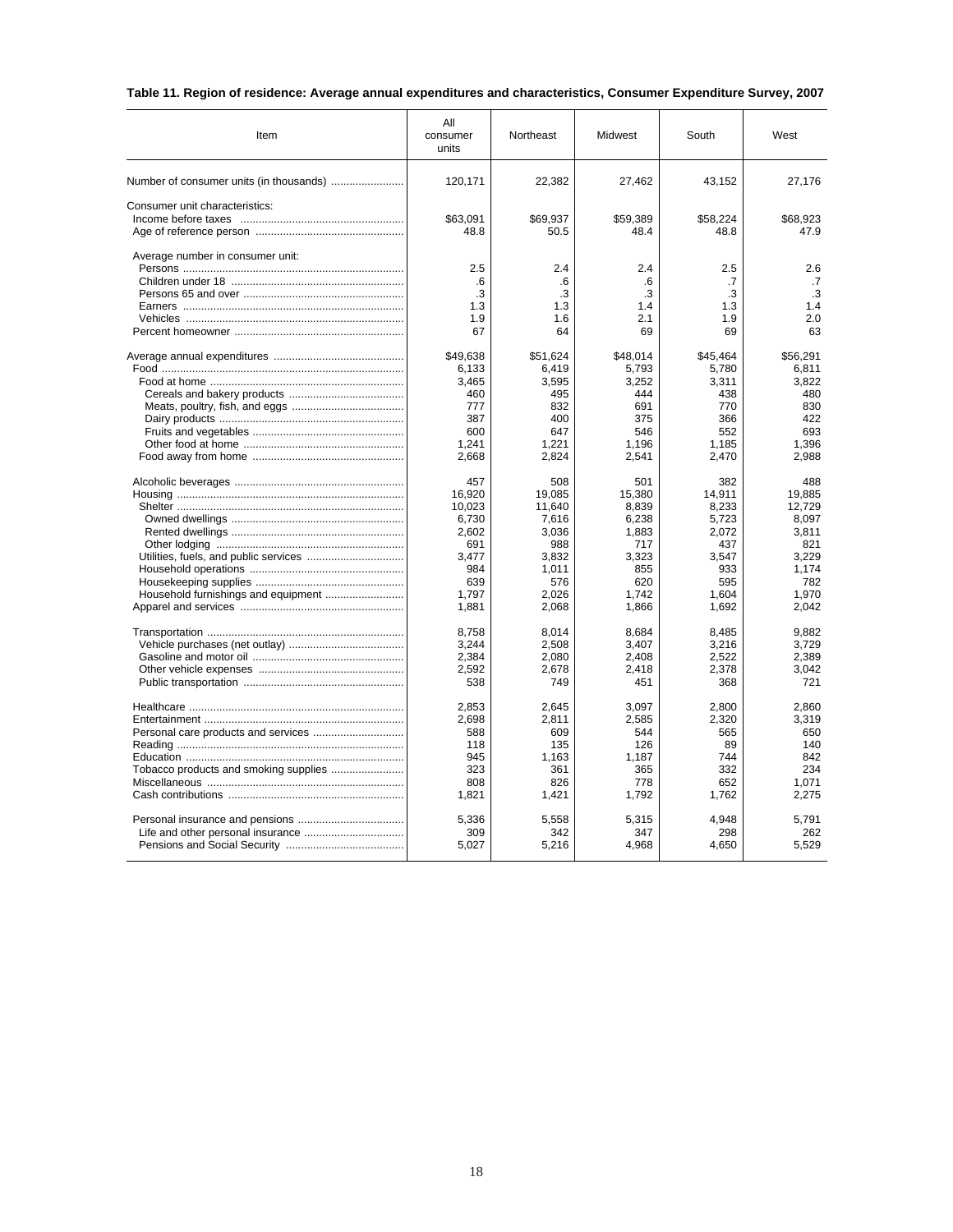**Table 11. Region of residence: Average annual expenditures and characteristics, Consumer Expenditure Survey, 2007**

| Item | All consumer units | Northeast | Midwest | South | West |
|---|---|---|---|---|---|
| Number of consumer units (in thousands) | 120,171 | 22,382 | 27,462 | 43,152 | 27,176 |
| Consumer unit characteristics: | | | | | |
| Income before taxes | $63,091 | $69,937 | $59,389 | $58,224 | $68,923 |
| Age of reference person | 48.8 | 50.5 | 48.4 | 48.8 | 47.9 |
| Average number in consumer unit: | | | | | |
| Persons | 2.5 | 2.4 | 2.4 | 2.5 | 2.6 |
| Children under 18 | .6 | .6 | .6 | .7 | .7 |
| Persons 65 and over | .3 | .3 | .3 | .3 | .3 |
| Earners | 1.3 | 1.3 | 1.4 | 1.3 | 1.4 |
| Vehicles | 1.9 | 1.6 | 2.1 | 1.9 | 2.0 |
| Percent homeowner | 67 | 64 | 69 | 69 | 63 |
| Average annual expenditures | $49,638 | $51,624 | $48,014 | $45,464 | $56,291 |
| Food | 6,133 | 6,419 | 5,793 | 5,780 | 6,811 |
| Food at home | 3,465 | 3,595 | 3,252 | 3,311 | 3,822 |
| Cereals and bakery products | 460 | 495 | 444 | 438 | 480 |
| Meats, poultry, fish, and eggs | 777 | 832 | 691 | 770 | 830 |
| Dairy products | 387 | 400 | 375 | 366 | 422 |
| Fruits and vegetables | 600 | 647 | 546 | 552 | 693 |
| Other food at home | 1,241 | 1,221 | 1,196 | 1,185 | 1,396 |
| Food away from home | 2,668 | 2,824 | 2,541 | 2,470 | 2,988 |
| Alcoholic beverages | 457 | 508 | 501 | 382 | 488 |
| Housing | 16,920 | 19,085 | 15,380 | 14,911 | 19,885 |
| Shelter | 10,023 | 11,640 | 8,839 | 8,233 | 12,729 |
| Owned dwellings | 6,730 | 7,616 | 6,238 | 5,723 | 8,097 |
| Rented dwellings | 2,602 | 3,036 | 1,883 | 2,072 | 3,811 |
| Other lodging | 691 | 988 | 717 | 437 | 821 |
| Utilities, fuels, and public services | 3,477 | 3,832 | 3,323 | 3,547 | 3,229 |
| Household operations | 984 | 1,011 | 855 | 933 | 1,174 |
| Housekeeping supplies | 639 | 576 | 620 | 595 | 782 |
| Household furnishings and equipment | 1,797 | 2,026 | 1,742 | 1,604 | 1,970 |
| Apparel and services | 1,881 | 2,068 | 1,866 | 1,692 | 2,042 |
| Transportation | 8,758 | 8,014 | 8,684 | 8,485 | 9,882 |
| Vehicle purchases (net outlay) | 3,244 | 2,508 | 3,407 | 3,216 | 3,729 |
| Gasoline and motor oil | 2,384 | 2,080 | 2,408 | 2,522 | 2,389 |
| Other vehicle expenses | 2,592 | 2,678 | 2,418 | 2,378 | 3,042 |
| Public transportation | 538 | 749 | 451 | 368 | 721 |
| Healthcare | 2,853 | 2,645 | 3,097 | 2,800 | 2,860 |
| Entertainment | 2,698 | 2,811 | 2,585 | 2,320 | 3,319 |
| Personal care products and services | 588 | 609 | 544 | 565 | 650 |
| Reading | 118 | 135 | 126 | 89 | 140 |
| Education | 945 | 1,163 | 1,187 | 744 | 842 |
| Tobacco products and smoking supplies | 323 | 361 | 365 | 332 | 234 |
| Miscellaneous | 808 | 826 | 778 | 652 | 1,071 |
| Cash contributions | 1,821 | 1,421 | 1,792 | 1,762 | 2,275 |
| Personal insurance and pensions | 5,336 | 5,558 | 5,315 | 4,948 | 5,791 |
| Life and other personal insurance | 309 | 342 | 347 | 298 | 262 |
| Pensions and Social Security | 5,027 | 5,216 | 4,968 | 4,650 | 5,529 |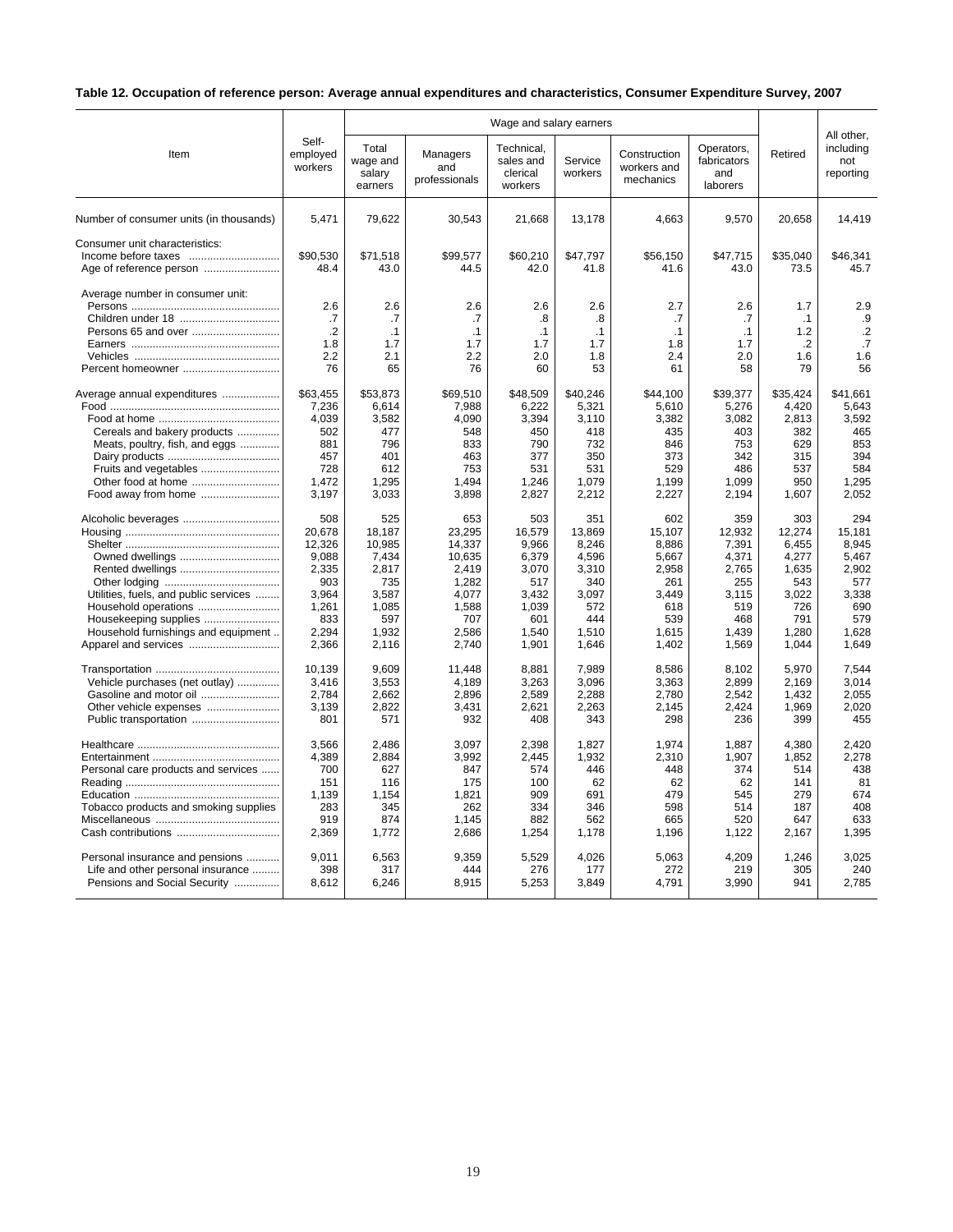**Table 12. Occupation of reference person: Average annual expenditures and characteristics, Consumer Expenditure Survey, 2007**

| Item | Self-employed workers | Wage and salary earners | | | | | | Retired | All other, including not reporting |
|---|---|---|---|---|---|---|---|---|---|
| | | Total wage and salary earners | Managers and professionals | Technical, sales and clerical workers | Service workers | Construction workers and mechanics | Operators, fabricators and laborers | | |
| Number of consumer units (in thousands) | 5,471 | 79,622 | 30,543 | 21,668 | 13,178 | 4,663 | 9,570 | 20,658 | 14,419 |
| Consumer unit characteristics: | | | | | | | | | |
| Income before taxes | $90,530 | $71,518 | $99,577 | $60,210 | $47,797 | $56,150 | $47,715 | $35,040 | $46,341 |
| Age of reference person | 48.4 | 43.0 | 44.5 | 42.0 | 41.8 | 41.6 | 43.0 | 73.5 | 45.7 |
| Average number in consumer unit: | | | | | | | | | |
| Persons | 2.6 | 2.6 | 2.6 | 2.6 | 2.6 | 2.7 | 2.6 | 1.7 | 2.9 |
| Children under 18 | .7 | .7 | .7 | .8 | .8 | .7 | .7 | .1 | .9 |
| Persons 65 and over | .2 | .1 | .1 | .1 | .1 | .1 | .1 | 1.2 | .2 |
| Earners | 1.8 | 1.7 | 1.7 | 1.7 | 1.7 | 1.8 | 1.7 | .2 | .7 |
| Vehicles | 2.2 | 2.1 | 2.2 | 2.0 | 1.8 | 2.4 | 2.0 | 1.6 | 1.6 |
| Percent homeowner | 76 | 65 | 76 | 60 | 53 | 61 | 58 | 79 | 56 |
| Average annual expenditures | $63,455 | $53,873 | $69,510 | $48,509 | $40,246 | $44,100 | $39,377 | $35,424 | $41,661 |
| Food | 7,236 | 6,614 | 7,988 | 6,222 | 5,321 | 5,610 | 5,276 | 4,420 | 5,643 |
| Food at home | 4,039 | 3,582 | 4,090 | 3,394 | 3,110 | 3,382 | 3,082 | 2,813 | 3,592 |
| Cereals and bakery products | 502 | 477 | 548 | 450 | 418 | 435 | 403 | 382 | 465 |
| Meats, poultry, fish, and eggs | 881 | 796 | 833 | 790 | 732 | 846 | 753 | 629 | 853 |
| Dairy products | 457 | 401 | 463 | 377 | 350 | 373 | 342 | 315 | 394 |
| Fruits and vegetables | 728 | 612 | 753 | 531 | 531 | 529 | 486 | 537 | 584 |
| Other food at home | 1,472 | 1,295 | 1,494 | 1,246 | 1,079 | 1,199 | 1,099 | 950 | 1,295 |
| Food away from home | 3,197 | 3,033 | 3,898 | 2,827 | 2,212 | 2,227 | 2,194 | 1,607 | 2,052 |
| Alcoholic beverages | 508 | 525 | 653 | 503 | 351 | 602 | 359 | 303 | 294 |
| Housing | 20,678 | 18,187 | 23,295 | 16,579 | 13,869 | 15,107 | 12,932 | 12,274 | 15,181 |
| Shelter | 12,326 | 10,985 | 14,337 | 9,966 | 8,246 | 8,886 | 7,391 | 6,455 | 8,945 |
| Owned dwellings | 9,088 | 7,434 | 10,635 | 6,379 | 4,596 | 5,667 | 4,371 | 4,277 | 5,467 |
| Rented dwellings | 2,335 | 2,817 | 2,419 | 3,070 | 3,310 | 2,958 | 2,765 | 1,635 | 2,902 |
| Other lodging | 903 | 735 | 1,282 | 517 | 340 | 261 | 255 | 543 | 577 |
| Utilities, fuels, and public services | 3,964 | 3,587 | 4,077 | 3,432 | 3,097 | 3,449 | 3,115 | 3,022 | 3,338 |
| Household operations | 1,261 | 1,085 | 1,588 | 1,039 | 572 | 618 | 519 | 726 | 690 |
| Housekeeping supplies | 833 | 597 | 707 | 601 | 444 | 539 | 468 | 791 | 579 |
| Household furnishings and equipment | 2,294 | 1,932 | 2,586 | 1,540 | 1,510 | 1,615 | 1,439 | 1,280 | 1,628 |
| Apparel and services | 2,366 | 2,116 | 2,740 | 1,901 | 1,646 | 1,402 | 1,569 | 1,044 | 1,649 |
| Transportation | 10,139 | 9,609 | 11,448 | 8,881 | 7,989 | 8,586 | 8,102 | 5,970 | 7,544 |
| Vehicle purchases (net outlay) | 3,416 | 3,553 | 4,189 | 3,263 | 3,096 | 3,363 | 2,899 | 2,169 | 3,014 |
| Gasoline and motor oil | 2,784 | 2,662 | 2,896 | 2,589 | 2,288 | 2,780 | 2,542 | 1,432 | 2,055 |
| Other vehicle expenses | 3,139 | 2,822 | 3,431 | 2,621 | 2,263 | 2,145 | 2,424 | 1,969 | 2,020 |
| Public transportation | 801 | 571 | 932 | 408 | 343 | 298 | 236 | 399 | 455 |
| Healthcare | 3,566 | 2,486 | 3,097 | 2,398 | 1,827 | 1,974 | 1,887 | 4,380 | 2,420 |
| Entertainment | 4,389 | 2,884 | 3,992 | 2,445 | 1,932 | 2,310 | 1,907 | 1,852 | 2,278 |
| Personal care products and services | 700 | 627 | 847 | 574 | 446 | 448 | 374 | 514 | 438 |
| Reading | 151 | 116 | 175 | 100 | 62 | 62 | 62 | 141 | 81 |
| Education | 1,139 | 1,154 | 1,821 | 909 | 691 | 479 | 545 | 279 | 674 |
| Tobacco products and smoking supplies | 283 | 345 | 262 | 334 | 346 | 598 | 514 | 187 | 408 |
| Miscellaneous | 919 | 874 | 1,145 | 882 | 562 | 665 | 520 | 647 | 633 |
| Cash contributions | 2,369 | 1,772 | 2,686 | 1,254 | 1,178 | 1,196 | 1,122 | 2,167 | 1,395 |
| Personal insurance and pensions | 9,011 | 6,563 | 9,359 | 5,529 | 4,026 | 5,063 | 4,209 | 1,246 | 3,025 |
| Life and other personal insurance | 398 | 317 | 444 | 276 | 177 | 272 | 219 | 305 | 240 |
| Pensions and Social Security | 8,612 | 6,246 | 8,915 | 5,253 | 3,849 | 4,791 | 3,990 | 941 | 2,785 |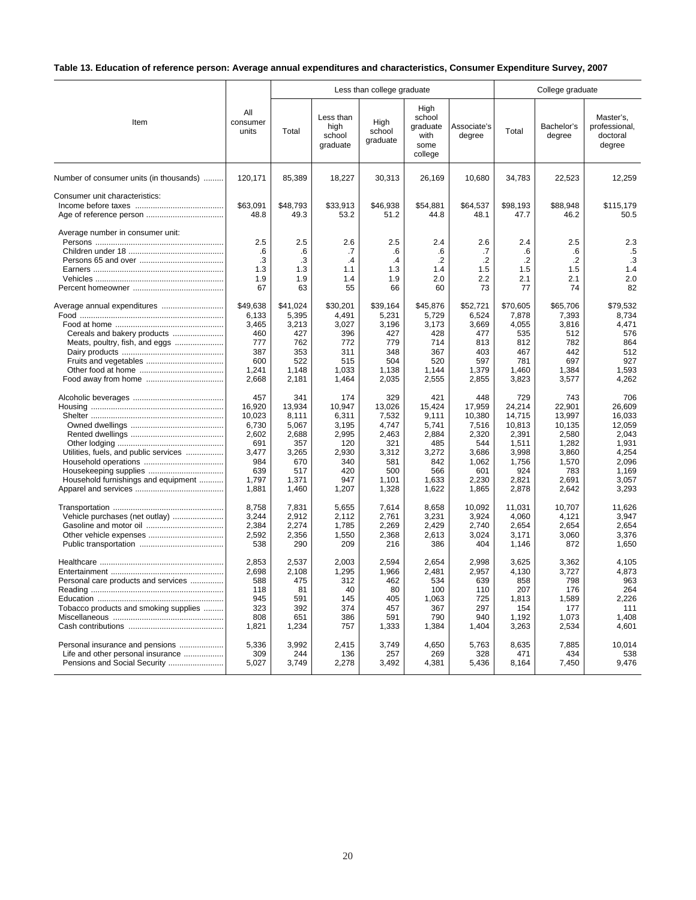**Table 13. Education of reference person: Average annual expenditures and characteristics, Consumer Expenditure Survey, 2007**

| Item | All consumer units | Less than college graduate | | | | | College graduate | | |
|---|---|---|---|---|---|---|---|---|---|
| | | Total | Less than high school graduate | High school graduate | High school graduate with some college | Associate's degree | Total | Bachelor's degree | Master's, professional, doctoral degree |
| Number of consumer units (in thousands) | 120,171 | 85,389 | 18,227 | 30,313 | 26,169 | 10,680 | 34,783 | 22,523 | 12,259 |
| Consumer unit characteristics: | | | | | | | | | |
| Income before taxes | $63,091 | $48,793 | $33,913 | $46,938 | $54,881 | $64,537 | $98,193 | $88,948 | $115,179 |
| Age of reference person | 48.8 | 49.3 | 53.2 | 51.2 | 44.8 | 48.1 | 47.7 | 46.2 | 50.5 |
| Average number in consumer unit: | | | | | | | | | |
| Persons | 2.5 | 2.5 | 2.6 | 2.5 | 2.4 | 2.6 | 2.4 | 2.5 | 2.3 |
| Children under 18 | .6 | .6 | .7 | .6 | .6 | .7 | .6 | .6 | .5 |
| Persons 65 and over | .3 | .3 | .4 | .4 | .2 | .2 | .2 | .2 | .3 |
| Earners | 1.3 | 1.3 | 1.1 | 1.3 | 1.4 | 1.5 | 1.5 | 1.5 | 1.4 |
| Vehicles | 1.9 | 1.9 | 1.4 | 1.9 | 2.0 | 2.2 | 2.1 | 2.1 | 2.0 |
| Percent homeowner | 67 | 63 | 55 | 66 | 60 | 73 | 77 | 74 | 82 |
| Average annual expenditures | $49,638 | $41,024 | $30,201 | $39,164 | $45,876 | $52,721 | $70,605 | $65,706 | $79,532 |
| Food | 6,133 | 5,395 | 4,491 | 5,231 | 5,729 | 6,524 | 7,878 | 7,393 | 8,734 |
| Food at home | 3,465 | 3,213 | 3,027 | 3,196 | 3,173 | 3,669 | 4,055 | 3,816 | 4,471 |
| Cereals and bakery products | 460 | 427 | 396 | 427 | 428 | 477 | 535 | 512 | 576 |
| Meats, poultry, fish, and eggs | 777 | 762 | 772 | 779 | 714 | 813 | 812 | 782 | 864 |
| Dairy products | 387 | 353 | 311 | 348 | 367 | 403 | 467 | 442 | 512 |
| Fruits and vegetables | 600 | 522 | 515 | 504 | 520 | 597 | 781 | 697 | 927 |
| Other food at home | 1,241 | 1,148 | 1,033 | 1,138 | 1,144 | 1,379 | 1,460 | 1,384 | 1,593 |
| Food away from home | 2,668 | 2,181 | 1,464 | 2,035 | 2,555 | 2,855 | 3,823 | 3,577 | 4,262 |
| Alcoholic beverages | 457 | 341 | 174 | 329 | 421 | 448 | 729 | 743 | 706 |
| Housing | 16,920 | 13,934 | 10,947 | 13,026 | 15,424 | 17,959 | 24,214 | 22,901 | 26,609 |
| Shelter | 10,023 | 8,111 | 6,311 | 7,532 | 9,111 | 10,380 | 14,715 | 13,997 | 16,033 |
| Owned dwellings | 6,730 | 5,067 | 3,195 | 4,747 | 5,741 | 7,516 | 10,813 | 10,135 | 12,059 |
| Rented dwellings | 2,602 | 2,688 | 2,995 | 2,463 | 2,884 | 2,320 | 2,391 | 2,580 | 2,043 |
| Other lodging | 691 | 357 | 120 | 321 | 485 | 544 | 1,511 | 1,282 | 1,931 |
| Utilities, fuels, and public services | 3,477 | 3,265 | 2,930 | 3,312 | 3,272 | 3,686 | 3,998 | 3,860 | 4,254 |
| Household operations | 984 | 670 | 340 | 581 | 842 | 1,062 | 1,756 | 1,570 | 2,096 |
| Housekeeping supplies | 639 | 517 | 420 | 500 | 566 | 601 | 924 | 783 | 1,169 |
| Household furnishings and equipment | 1,797 | 1,371 | 947 | 1,101 | 1,633 | 2,230 | 2,821 | 2,691 | 3,057 |
| Apparel and services | 1,881 | 1,460 | 1,207 | 1,328 | 1,622 | 1,865 | 2,878 | 2,642 | 3,293 |
| Transportation | 8,758 | 7,831 | 5,655 | 7,614 | 8,658 | 10,092 | 11,031 | 10,707 | 11,626 |
| Vehicle purchases (net outlay) | 3,244 | 2,912 | 2,112 | 2,761 | 3,231 | 3,924 | 4,060 | 4,121 | 3,947 |
| Gasoline and motor oil | 2,384 | 2,274 | 1,785 | 2,269 | 2,429 | 2,740 | 2,654 | 2,654 | 2,654 |
| Other vehicle expenses | 2,592 | 2,356 | 1,550 | 2,368 | 2,613 | 3,024 | 3,171 | 3,060 | 3,376 |
| Public transportation | 538 | 290 | 209 | 216 | 386 | 404 | 1,146 | 872 | 1,650 |
| Healthcare | 2,853 | 2,537 | 2,003 | 2,594 | 2,654 | 2,998 | 3,625 | 3,362 | 4,105 |
| Entertainment | 2,698 | 2,108 | 1,295 | 1,966 | 2,481 | 2,957 | 4,130 | 3,727 | 4,873 |
| Personal care products and services | 588 | 475 | 312 | 462 | 534 | 639 | 858 | 798 | 963 |
| Reading | 118 | 81 | 40 | 80 | 100 | 110 | 207 | 176 | 264 |
| Education | 945 | 591 | 145 | 405 | 1,063 | 725 | 1,813 | 1,589 | 2,226 |
| Tobacco products and smoking supplies | 323 | 392 | 374 | 457 | 367 | 297 | 154 | 177 | 111 |
| Miscellaneous | 808 | 651 | 386 | 591 | 790 | 940 | 1,192 | 1,073 | 1,408 |
| Cash contributions | 1,821 | 1,234 | 757 | 1,333 | 1,384 | 1,404 | 3,263 | 2,534 | 4,601 |
| Personal insurance and pensions | 5,336 | 3,992 | 2,415 | 3,749 | 4,650 | 5,763 | 8,635 | 7,885 | 10,014 |
| Life and other personal insurance | 309 | 244 | 136 | 257 | 269 | 328 | 471 | 434 | 538 |
| Pensions and Social Security | 5,027 | 3,749 | 2,278 | 3,492 | 4,381 | 5,436 | 8,164 | 7,450 | 9,476 |